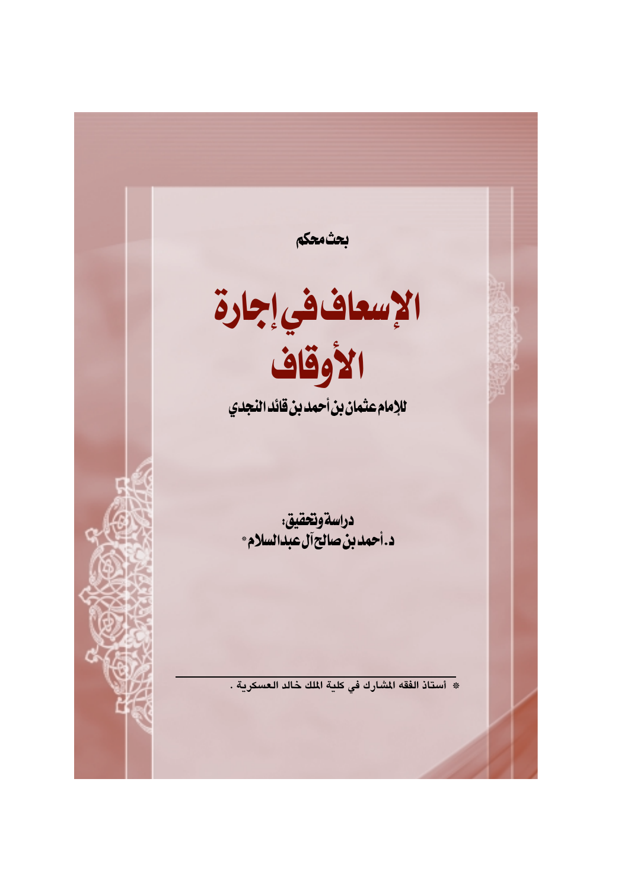بحث محكم

# الإسعاف في إجارة الأوقاف

## للإمام عثمان بن أحمد بن قائد النجدي

دراسة وتحقيق:

د. أحمد بن صالح آل عبد السلام*

---

* أستاذ الفقه المشارك في كلية الملك خالد العسكرية .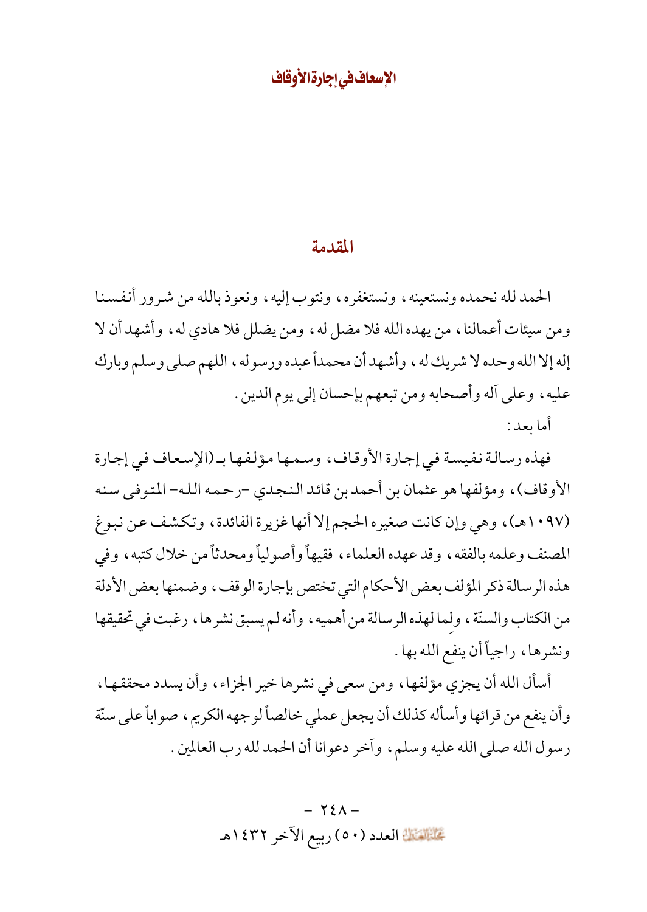## المقدمة

الحمد لله نحمده ونستعينه، ونستغفره، ونتوب إليه، ونعوذ بالله من شرور أنفسنا ومن سيئات أعمالنا، من يهده الله فلا مضل له، ومن يضلل فلا هادي له، وأشهد أن لا إله إلا الله وحده لا شريك له، وأشهد أن محمداً عبده ورسوله، اللهم صلى وسلم وبارك عليه، وعلى آله وأصحابه ومن تبعهم بإحسان إلى يوم الدين.

أما بعد:

فهذه رسالة نفيسة في إجارة الأوقاف، وسمها مؤلفها بـ(الإسعاف في إجارة الأوقاف)، ومؤلفها هو عثمان بن أحمد بن قائد النجدي -رحمه الله- المتوفى سنه (١٠٩٧هـ)، وهي وإن كانت صغيره الحجم إلا أنها غزيرة الفائدة، وتكشف عن نبوغ المصنف وعلمه بالفقه، وقد عهده العلماء، فقيهاً وأصولياً ومحدثاً من خلال كتبه، وفي هذه الرسالة ذكر المؤلف بعض الأحكام التي تختص بإجارة الوقف، وضمنها بعض الأدلة من الكتاب والسنّة، ولما لهذه الرسالة من أهميه، وأنه لم يسبق نشرها، رغبت في تحقيقها ونشرها، راجياً أن ينفع الله بها.

أسأل الله أن يجزي مؤلفها، ومن سعى في نشرها خير الجزاء، وأن يسدد محققها، وأن ينفع من قرائها وأسأله كذلك أن يجعل عملي خالصاً لوجهه الكريم، صواباً على سنّة رسول الله صلى الله عليه وسلم، وآخر دعوانا أن الحمد لله رب العالمين.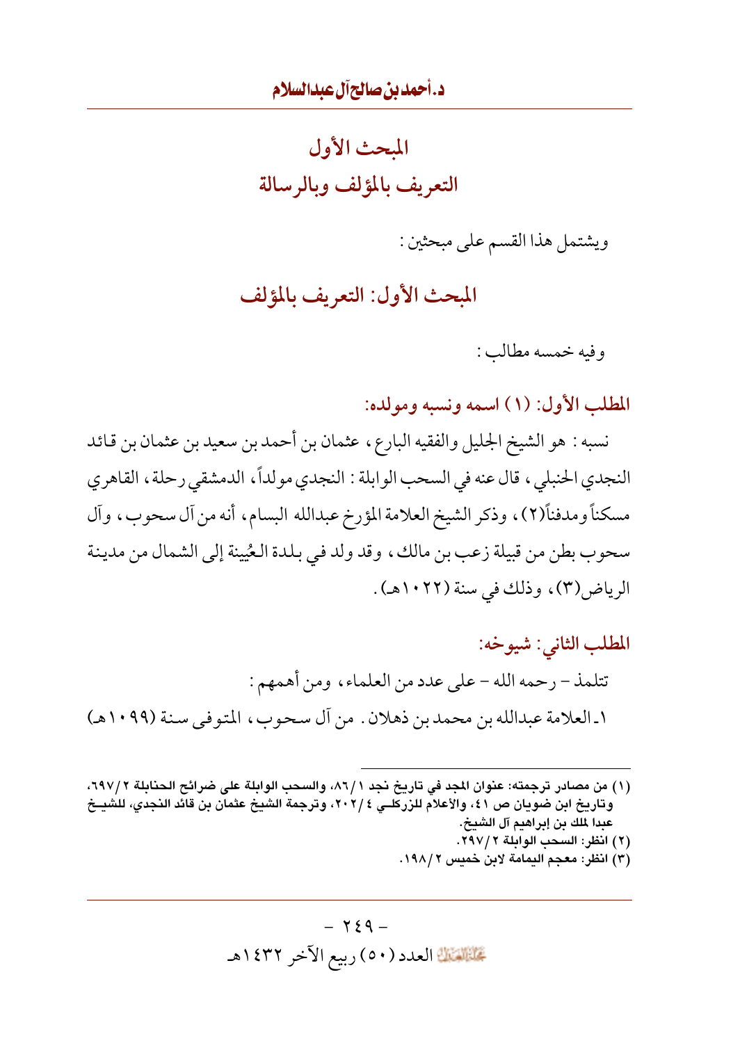# المبحث الأول
# التعريف بالمؤلف وبالرسالة

ويشتمل هذا القسم على مبحثين :

## المبحث الأول: التعريف بالمؤلف

وفيه خمسه مطالب :

### المطلب الأول: (١) اسمه ونسبه ومولده:

نسبه : هو الشيخ الجليل والفقيه البارع، عثمان بن أحمد بن سعيد بن عثمان بن قائد النجدي الحنبلي، قال عنه في السحب الوابلة : النجدي مولداً، الدمشقي رحلة، القاهري مسكناً ومدفناً(٢)، وذكر الشيخ العلامة المؤرخ عبدالله البسام، أنه من آل سحوب، وآل سحوب بطن من قبيلة زعب بن مالك، وقد ولد في بلدة العُيينة إلى الشمال من مدينة الرياض(٣)، وذلك في سنة (١٠٢٢هـ).

### المطلب الثاني: شيوخه:

تتلمذ - رحمه الله - على عدد من العلماء، ومن أهمهم :

١ـ العلامة عبدالله بن محمد بن ذهلان. من آل سحوب، المتوفى سنة (١٠٩٩هـ)

---

(١) من مصادر ترجمته: عنوان المجد في تاريخ نجد ١/٨٦، والسحب الوابلة على ضرائح الحنابلة ٢/٦٩٧، وتاريخ ابن ضويان ص ٤١، والأعلام للزركلي ٤/٢٠٢، وترجمة الشيخ عثمان بن قائد النجدي، للشيخ عبدا لملك بن إبراهيم آل الشيخ.

(٢) انظر: السحب الوابلة ٢/٢٩٧.

(٣) انظر: معجم اليمامة لابن خميس ٢/١٩٨.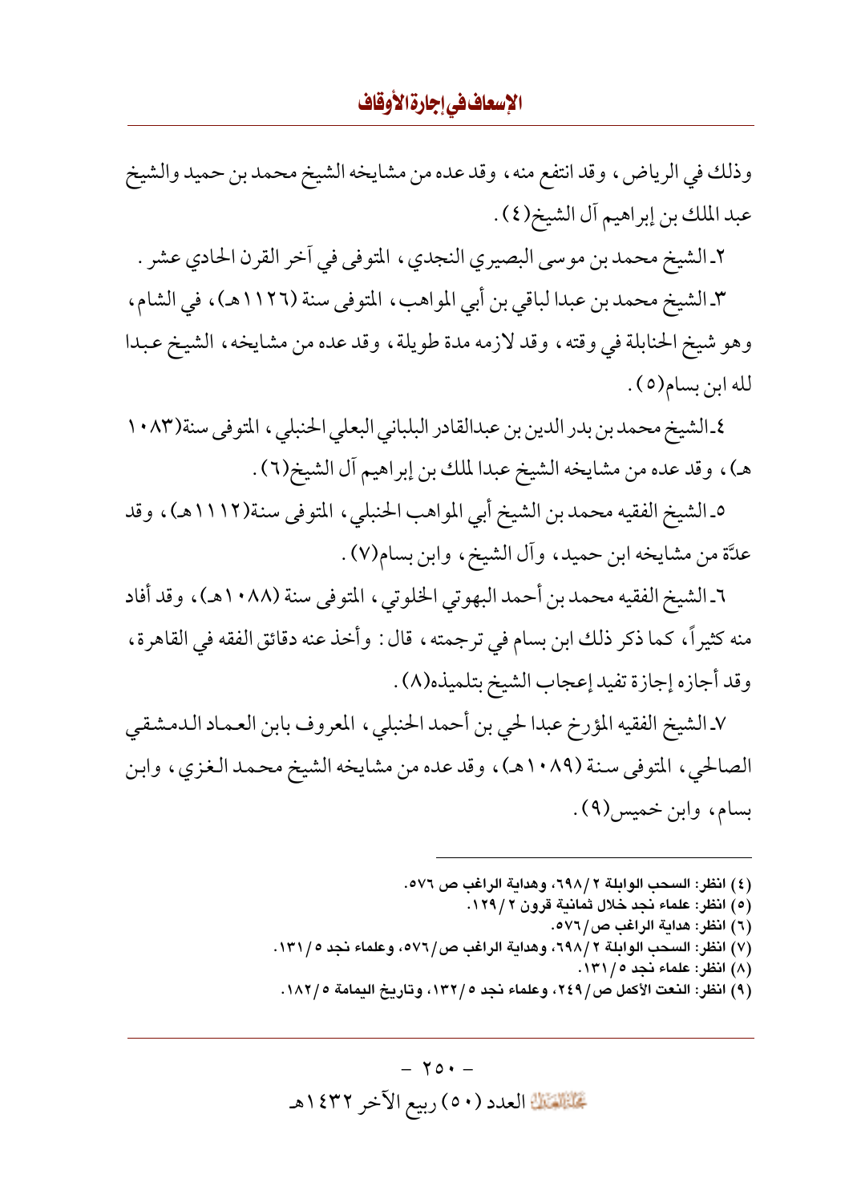وذلك في الرياض، وقد انتفع منه، وقد عده من مشايخه الشيخ محمد بن حميد والشيخ عبد الملك بن إبراهيم آل الشيخ(٤).

٢ـ الشيخ محمد بن موسى البصيري النجدي، المتوفى في آخر القرن الحادي عشر.

٣ـ الشيخ محمد بن عبدا لباقي بن أبي المواهب، المتوفى سنة (١١٢٦هـ)، في الشام، وهو شيخ الحنابلة في وقته، وقد لازمه مدة طويلة، وقد عده من مشايخه، الشيخ عبدا لله ابن بسام(٥).

٤ـ الشيخ محمد بن بدر الدين بن عبدالقادر البلباني البعلي الحنبلي، المتوفى سنة(١٠٨٣هـ)، وقد عده من مشايخه الشيخ عبدا لملك بن إبراهيم آل الشيخ(٦).

٥ـ الشيخ الفقيه محمد بن الشيخ أبي المواهب الحنبلي، المتوفى سنة(١١١٢هـ)، وقد عدَّه من مشايخه ابن حميد، وآل الشيخ، وابن بسام(٧).

٦ـ الشيخ الفقيه محمد بن أحمد البهوتي الخلوتي، المتوفى سنة (١٠٨٨هـ)، وقد أفاد منه كثيراً، كما ذكر ذلك ابن بسام في ترجمته، قال: وأخذ عنه دقائق الفقه في القاهرة، وقد أجازه إجازة تفيد إعجاب الشيخ بتلميذه(٨).

٧ـ الشيخ الفقيه المؤرخ عبدا لحي بن أحمد الحنبلي، المعروف بابن العماد الدمشقي الصالحي، المتوفى سنة (١٠٨٩هـ)، وقد عده من مشايخه الشيخ محمد الغزي، وابن بسام، وابن خميس(٩).

---

(٤) انظر: السحب الوابلة ٢/٦٩٨، وهداية الراغب ص ٥٧٦.
(٥) انظر: علماء نجد خلال ثمانية قرون ٢/١٢٩.
(٦) انظر: هداية الراغب ص/٥٧٦.
(٧) انظر: السحب الوابلة ٢/٦٩٨، وهداية الراغب ص/٥٧٦، وعلماء نجد ٥/١٣١.
(٨) انظر: علماء نجد ٥/١٣١.
(٩) انظر: النعت الأكمل ص/٢٤٩، وعلماء نجد ٥/١٣٢، وتاريخ اليمامة ٥/١٨٢.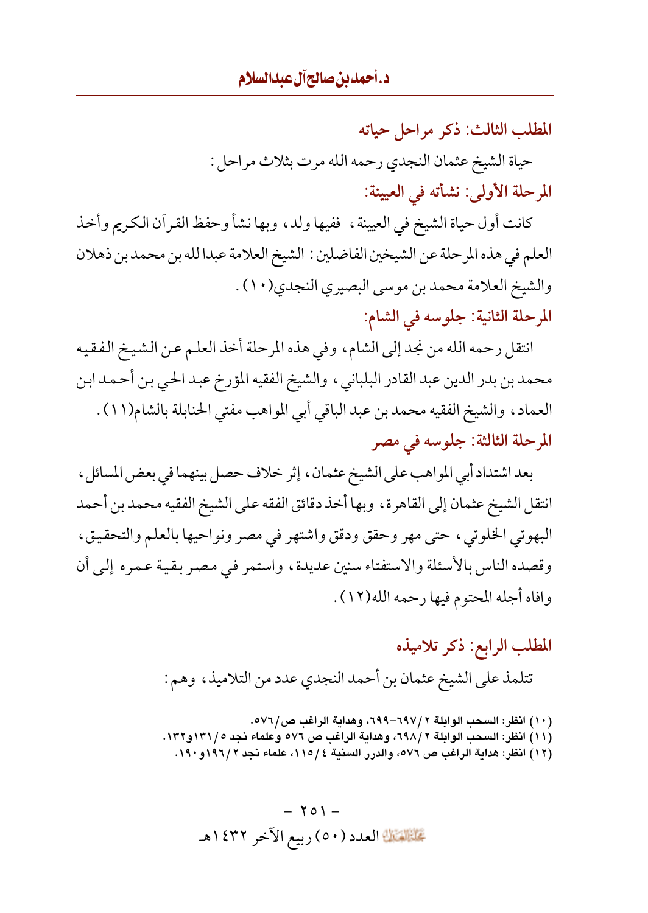## المطلب الثالث: ذكر مراحل حياته

حياة الشيخ عثمان النجدي رحمه الله مرت بثلاث مراحل:

### المرحلة الأولى: نشأته في العيينة:

كانت أول حياة الشيخ في العيينة، ففيها ولد، وبها نشأ وحفظ القرآن الكريم وأخذ العلم في هذه المرحلة عن الشيخين الفاضلين: الشيخ العلامة عبدالله بن محمد بن ذهلان والشيخ العلامة محمد بن موسى البصيري النجدي(١٠).

### المرحلة الثانية: جلوسه في الشام:

انتقل رحمه الله من نجد إلى الشام، وفي هذه المرحلة أخذ العلم عن الشيخ الفقيه محمد بن بدر الدين عبد القادر البلباني، والشيخ الفقيه المؤرخ عبد الحي بن أحمد ابن العماد، والشيخ الفقيه محمد بن عبد الباقي أبي المواهب مفتي الحنابلة بالشام(١١).

### المرحلة الثالثة: جلوسه في مصر

بعد اشتداد أبي المواهب على الشيخ عثمان، إثر خلاف حصل بينهما في بعض المسائل، انتقل الشيخ عثمان إلى القاهرة، وبها أخذ دقائق الفقه على الشيخ الفقيه محمد بن أحمد البهوتي الخلوتي، حتى مهر وحقق ودقق واشتهر في مصر ونواحيها بالعلم والتحقيق، وقصده الناس بالأسئلة والاستفتاء سنين عديدة، واستمر في مصر بقية عمره إلى أن وافاه أجله المحتوم فيها رحمه الله(١٢).

## المطلب الرابع: ذكر تلاميذه

تتلمذ على الشيخ عثمان بن أحمد النجدي عدد من التلاميذ، وهم:

---

(١٠) انظر: السحب الوابلة ٢/٦٩٧-٦٩٩، وهداية الراغب ص/٥٧٦.

(١١) انظر: السحب الوابلة ٢/٦٩٨، وهداية الراغب ص ٥٧٦ وعلماء نجد ٥/١٣١و١٣٢.

(١٢) انظر: هداية الراغب ص ٥٧٦، والدرر السنية ٤/١١٥، علماء نجد ٢/١٩٦و١٩٠.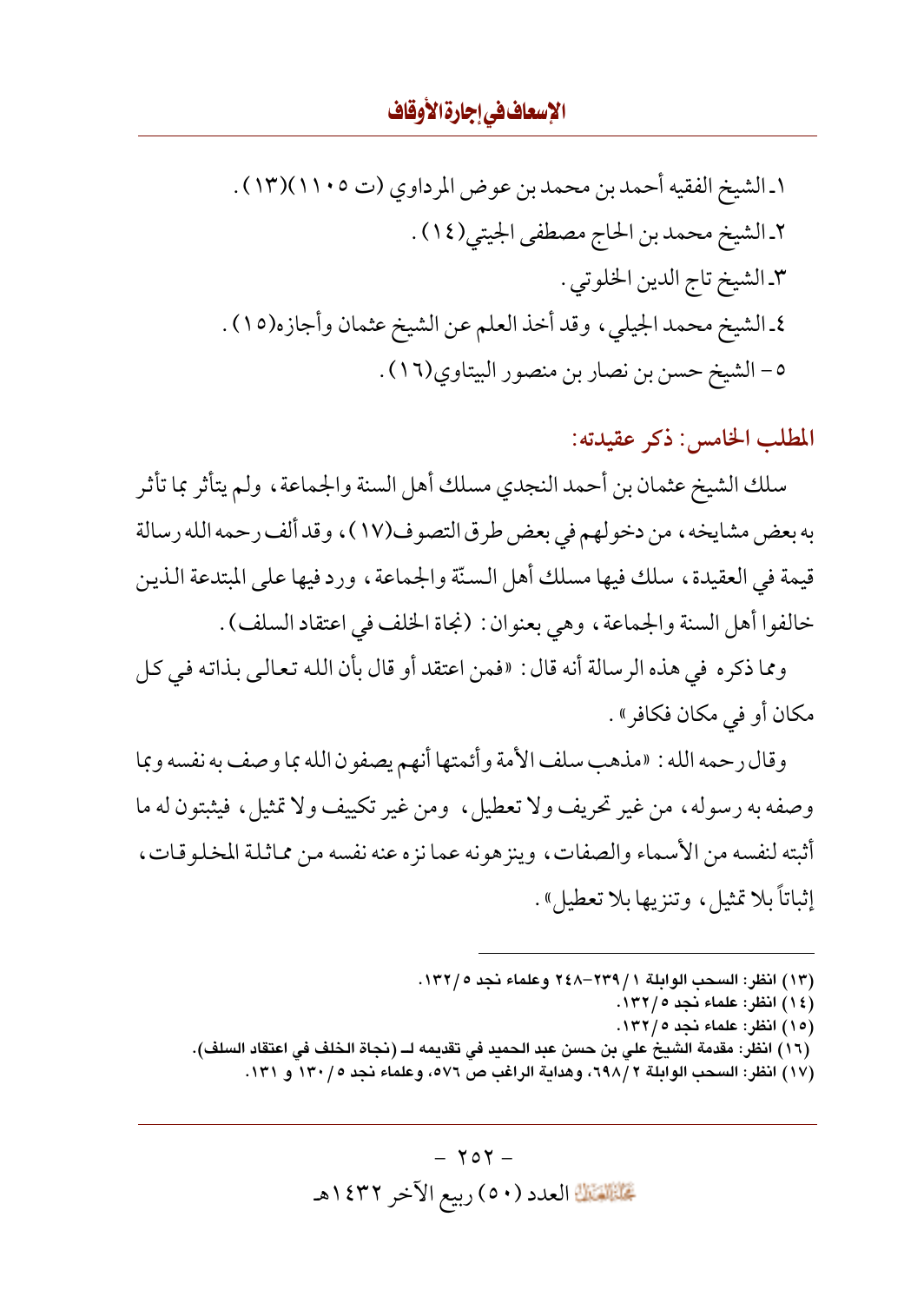١ـ الشيخ الفقيه أحمد بن محمد بن عوض المرداوي (ت ١١٠٥)(١٣).

٢ـ الشيخ محمد بن الحاج مصطفى الجيتي(١٤).

٣ـ الشيخ تاج الدين الخلوتي.

٤ـ الشيخ محمد الجيلي، وقد أخذ العلم عن الشيخ عثمان وأجازه(١٥).

٥ – الشيخ حسن بن نصار بن منصور البيتاوي(١٦).

## المطلب الخامس: ذكر عقيدته:

سلك الشيخ عثمان بن أحمد النجدي مسلك أهل السنة والجماعة، ولم يتأثر بما تأثر به بعض مشايخه، من دخولهم في بعض طرق التصوف(١٧)، وقد ألف رحمه الله رسالة قيمة في العقيدة، سلك فيها مسلك أهل السنّة والجماعة، ورد فيها على المبتدعة الذين خالفوا أهل السنة والجماعة، وهي بعنوان: (نجاة الخلف في اعتقاد السلف).

ومما ذكره في هذه الرسالة أنه قال: «فمن اعتقد أو قال بأن الله تعالى بذاته في كل مكان أو في مكان فكافر».

وقال رحمه الله: «مذهب سلف الأمة وأئمتها أنهم يصفون الله بما وصف به نفسه وبما وصفه به رسوله، من غير تحريف ولا تعطيل، ومن غير تكييف ولا تمثيل، فيثبتون له ما أثبته لنفسه من الأسماء والصفات، وينزهونه عما نزه عنه نفسه من مماثلة المخلوقات، إثباتاً بلا تمثيل، وتنزيها بلا تعطيل».

---

(١٣) انظر: السحب الوابلة ١/٢٣٩-٢٤٨ وعلماء نجد ٥/١٣٢.

(١٤) انظر: علماء نجد ٥/١٣٢.

(١٥) انظر: علماء نجد ٥/١٣٢.

(١٦) انظر: مقدمة الشيخ علي بن حسن عبد الحميد في تقديمه لـ (نجاة الخلف في اعتقاد السلف).

(١٧) انظر: السحب الوابلة ٢/٦٩٨، وهداية الراغب ص ٥٧٦، وعلماء نجد ٥/١٣٠ و ١٣١.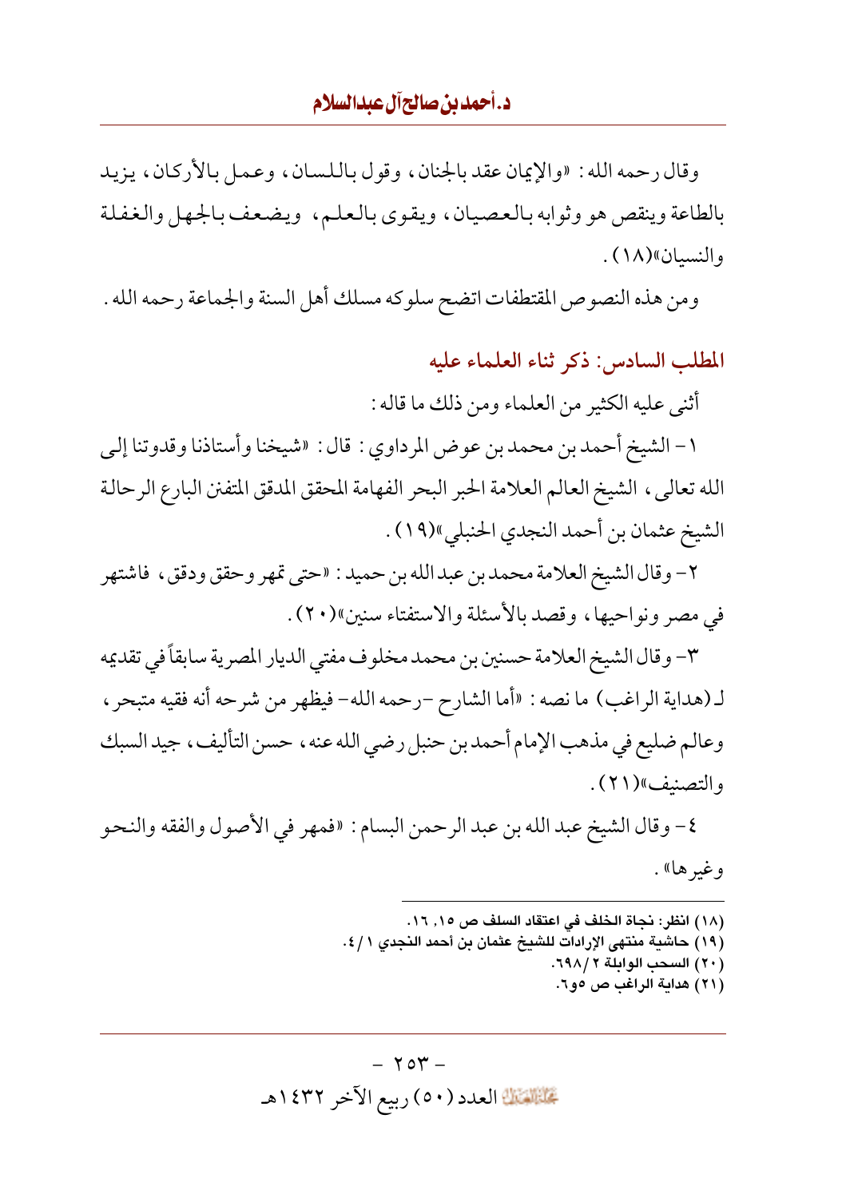وقال رحمه الله: «والإيمان عقد بالجنان، وقول باللسان، وعمل بالأركان، يزيد بالطاعة وينقص هو وثوابه بالعصيان، ويقوى بالعلم، ويضعف بالجهل والغفلة والنسيان»(١٨).

ومن هذه النصوص المقتطفات اتضح سلوكه مسلك أهل السنة والجماعة رحمه الله.

## المطلب السادس: ذكر ثناء العلماء عليه

أثنى عليه الكثير من العلماء ومن ذلك ما قاله:

١- الشيخ أحمد بن محمد بن عوض المرداوي: قال: «شيخنا وأستاذنا وقدوتنا إلى الله تعالى، الشيخ العالم العلامة الحبر البحر الفهامة المحقق المدقق المتفنن البارع الرحالة الشيخ عثمان بن أحمد النجدي الحنبلي»(١٩).

٢- وقال الشيخ العلامة محمد بن عبد الله بن حميد: «حتى تمهر وحقق ودقق، فاشتهر في مصر ونواحيها، وقصد بالأسئلة والاستفتاء سنين»(٢٠).

٣- وقال الشيخ العلامة حسنين بن محمد مخلوف مفتي الديار المصرية سابقاً في تقديمه لـ(هداية الراغب) ما نصه: «أما الشارح -رحمه الله- فيظهر من شرحه أنه فقيه متبحر، وعالم ضليع في مذهب الإمام أحمد بن حنبل رضي الله عنه، حسن التأليف، جيد السبك والتصنيف»(٢١).

٤- وقال الشيخ عبد الله بن عبد الرحمن البسام: «فمهر في الأصول والفقه والنحو وغيرها».

---

(١٨) انظر: نجاة الخلف في اعتقاد السلف ص ١٥، ١٦.

(١٩) حاشية منتهى الإرادات للشيخ عثمان بن أحمد النجدي ١/٤.

(٢٠) السحب الوابلة ٢/٦٩٨.

(٢١) هداية الراغب ص ٥و٦.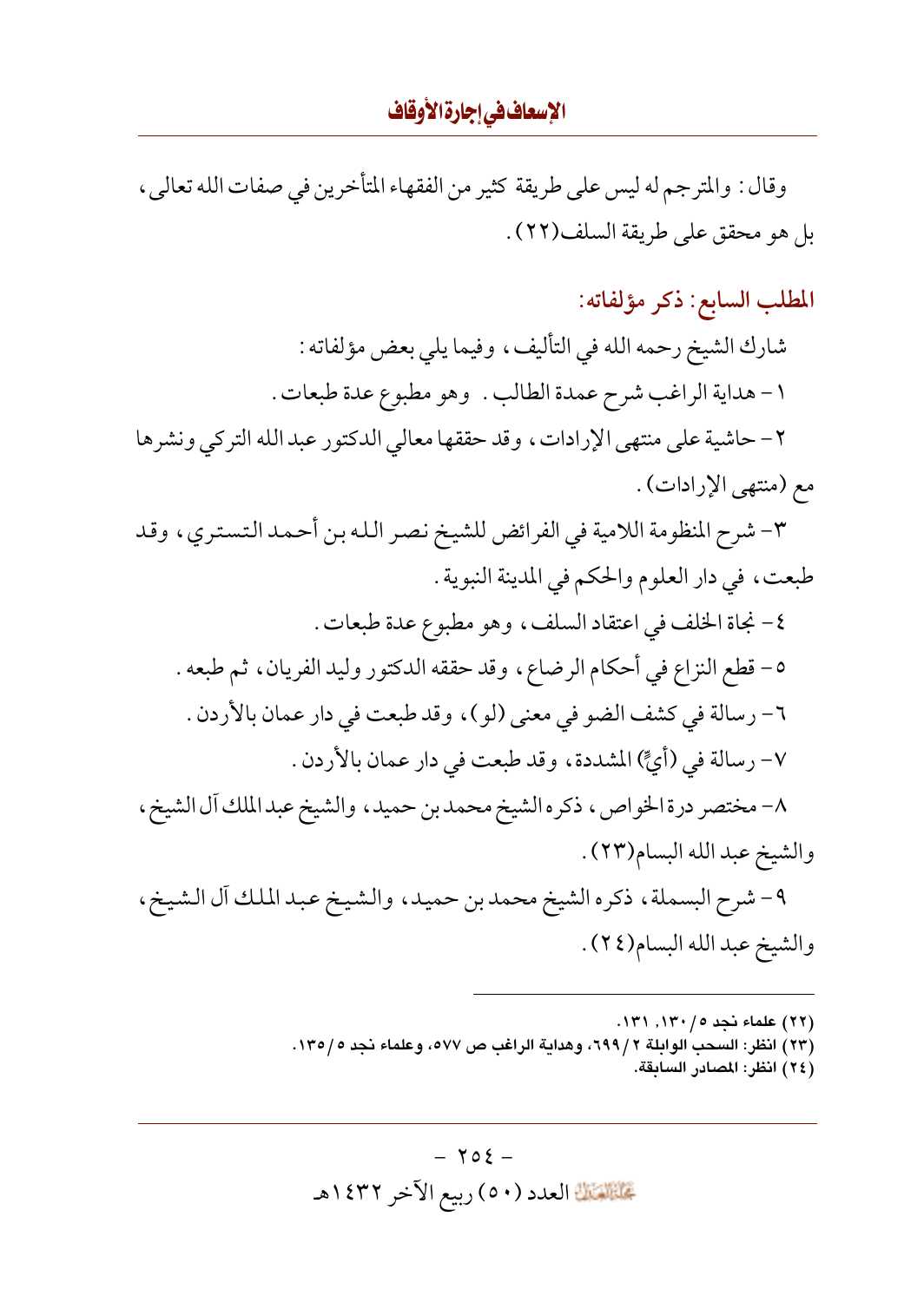وقال: والمترجم له ليس على طريقة كثير من الفقهاء المتأخرين في صفات الله تعالى، بل هو محقق على طريقة السلف(٢٢).

## المطلب السابع: ذكر مؤلفاته:

شارك الشيخ رحمه الله في التأليف، وفيما يلي بعض مؤلفاته:

١- هداية الراغب شرح عمدة الطالب. وهو مطبوع عدة طبعات.

٢- حاشية على منتهى الإرادات، وقد حققها معالي الدكتور عبد الله التركي ونشرها مع (منتهى الإرادات).

٣- شرح المنظومة اللامية في الفرائض للشيخ نصر الله بن أحمد التستري، وقد طبعت، في دار العلوم والحكم في المدينة النبوية.

٤- نجاة الخلف في اعتقاد السلف، وهو مطبوع عدة طبعات.

٥- قطع النزاع في أحكام الرضاع، وقد حققه الدكتور وليد الفريان، ثم طبعه.

٦- رسالة في كشف الضو في معنى (لو)، وقد طبعت في دار عمان بالأردن.

٧- رسالة في (أيٍّ) المشددة، وقد طبعت في دار عمان بالأردن.

٨- مختصر درة الخواص، ذكره الشيخ محمد بن حميد، والشيخ عبد الملك آل الشيخ، والشيخ عبد الله البسام(٢٣).

٩- شرح البسملة، ذكره الشيخ محمد بن حميد، والشيخ عبد الملك آل الشيخ، والشيخ عبد الله البسام(٢٤).

---

(٢٢) علماء نجد ٥/١٣٠، ١٣١.

(٢٣) انظر: السحب الوابلة ٢/٦٩٩، وهداية الراغب ص ٥٧٧، وعلماء نجد ٥/١٣٥.

(٢٤) انظر: المصادر السابقة.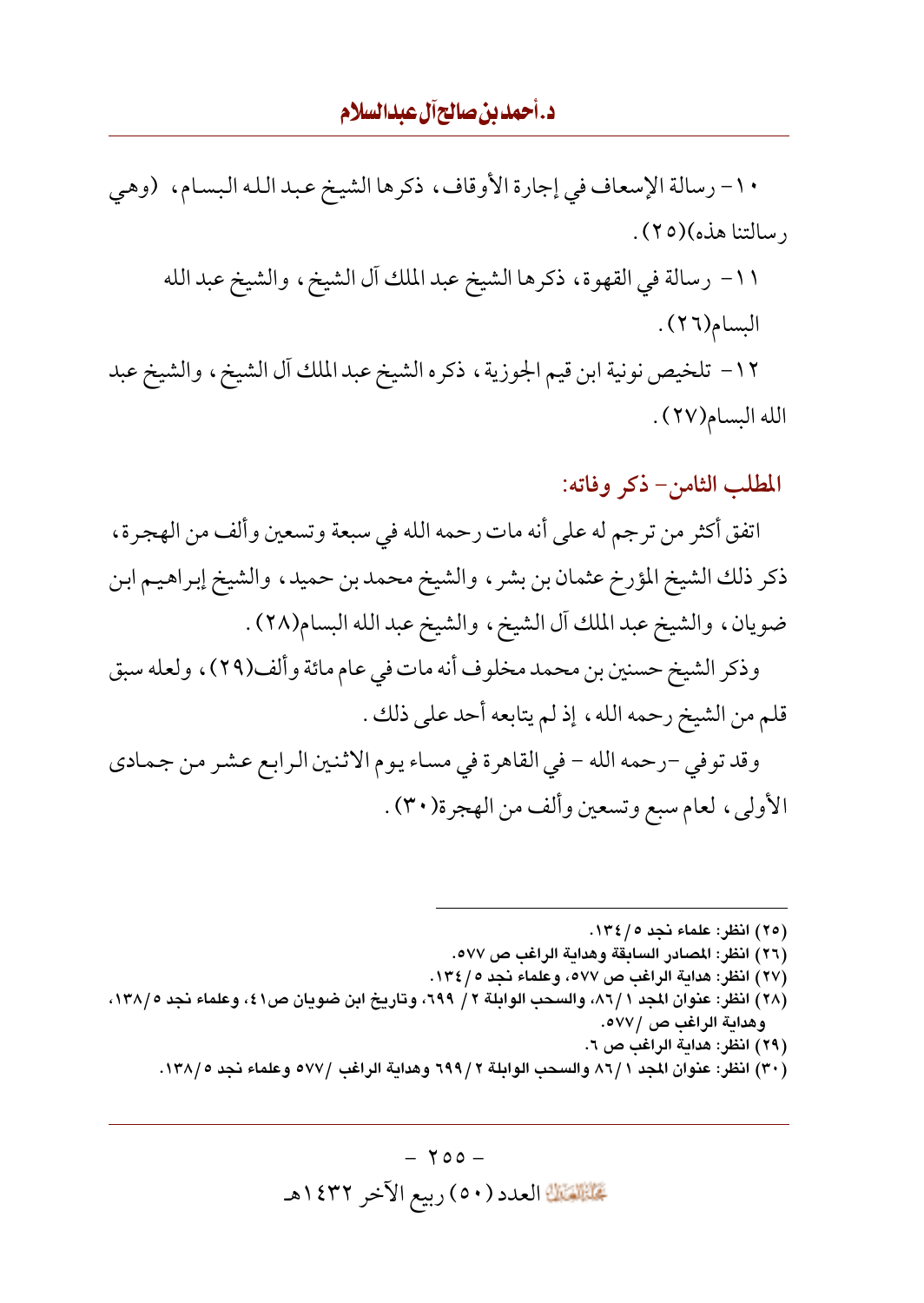١٠- رسالة الإسعاف في إجارة الأوقاف، ذكرها الشيخ عبد الله البسام، (وهي رسالتنا هذه)(٢٥).

١١- رسالة في القهوة، ذكرها الشيخ عبد الملك آل الشيخ، والشيخ عبد الله البسام(٢٦).

١٢- تلخيص نونية ابن قيم الجوزية، ذكره الشيخ عبد الملك آل الشيخ، والشيخ عبد الله البسام(٢٧).

## المطلب الثامن- ذكر وفاته:

اتفق أكثر من ترجم له على أنه مات رحمه الله في سبعة وتسعين وألف من الهجرة، ذكر ذلك الشيخ المؤرخ عثمان بن بشر، والشيخ محمد بن حميد، والشيخ إبراهيم ابن ضويان، والشيخ عبد الملك آل الشيخ، والشيخ عبد الله البسام(٢٨).

وذكر الشيخ حسنين بن محمد مخلوف أنه مات في عام مائة وألف(٢٩)، ولعله سبق قلم من الشيخ رحمه الله، إذ لم يتابعه أحد على ذلك.

وقد توفي -رحمه الله- في القاهرة في مساء يوم الاثنين الرابع عشر من جمادى الأولى، لعام سبع وتسعين وألف من الهجرة(٣٠).

---

(٢٥) انظر: علماء نجد ٥/ ١٣٤.
(٢٦) انظر: المصادر السابقة وهداية الراغب ص ٥٧٧.
(٢٧) انظر: هداية الراغب ص ٥٧٧، وعلماء نجد ٥/ ١٣٤.
(٢٨) انظر: عنوان المجد ١/ ٨٦، والسحب الوابلة ٢/ ٦٩٩، وتاريخ ابن ضويان ص٤١، وعلماء نجد ٥/ ١٣٨، وهداية الراغب ص /٥٧٧.
(٢٩) انظر: هداية الراغب ص ٦.
(٣٠) انظر: عنوان المجد ١/ ٨٦ والسحب الوابلة ٢/ ٦٩٩ وهداية الراغب /٥٧٧ وعلماء نجد ٥/ ١٣٨.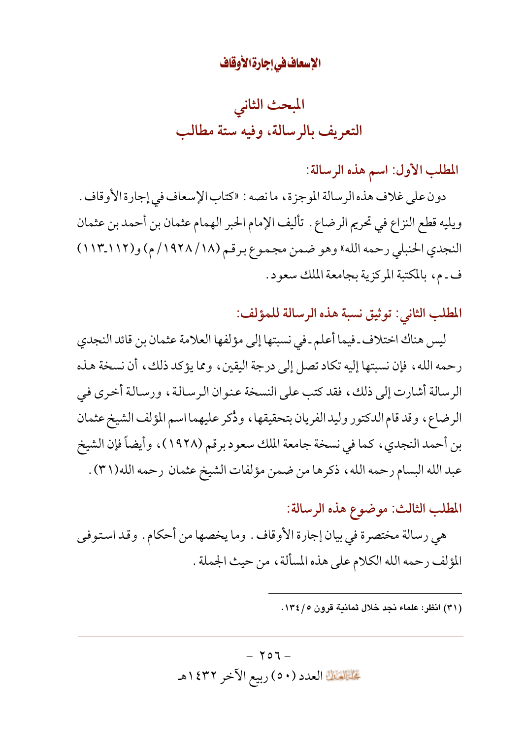## المبحث الثاني
## التعريف بالرسالة، وفيه ستة مطالب

### المطلب الأول: اسم هذه الرسالة:

دون على غلاف هذه الرسالة الموجزة، ما نصه: «كتاب الإسعاف في إجارة الأوقاف. ويليه قطع النزاع في تحريم الرضاع. تأليف الإمام الحبر الهمام عثمان بن أحمد بن عثمان النجدي الحنبلي رحمه الله» وهو ضمن مجموع برقم (١٨/ ١٩٢٨/ م) و(١١٢-١١٣) ف-م، بالمكتبة المركزية بجامعة الملك سعود.

### المطلب الثاني: توثيق نسبة هذه الرسالة للمؤلف:

ليس هناك اختلاف-فيما أعلم-في نسبتها إلى مؤلفها العلامة عثمان بن قائد النجدي رحمه الله، فإن نسبتها إليه تكاد تصل إلى درجة اليقين، ومما يؤكد ذلك، أن نسخة هذه الرسالة أشارت إلى ذلك، فقد كتب على النسخة عنوان الرسالة، ورسالة أخرى في الرضاع، وقد قام الدكتور وليد الفريان بتحقيقها، وذُكر عليهما اسم المؤلف الشيخ عثمان بن أحمد النجدي، كما في نسخة جامعة الملك سعود برقم (١٩٢٨)، وأيضاً فإن الشيخ عبد الله البسام رحمه الله، ذكرها من ضمن مؤلفات الشيخ عثمان رحمه الله(٣١).

### المطلب الثالث: موضوع هذه الرسالة:

هي رسالة مختصرة في بيان إجارة الأوقاف. وما يخصها من أحكام. وقد استوفى المؤلف رحمه الله الكلام على هذه المسألة، من حيث الجملة.

---

(٣١) انظر: علماء نجد خلال ثمانية قرون ٥/ ١٣٤.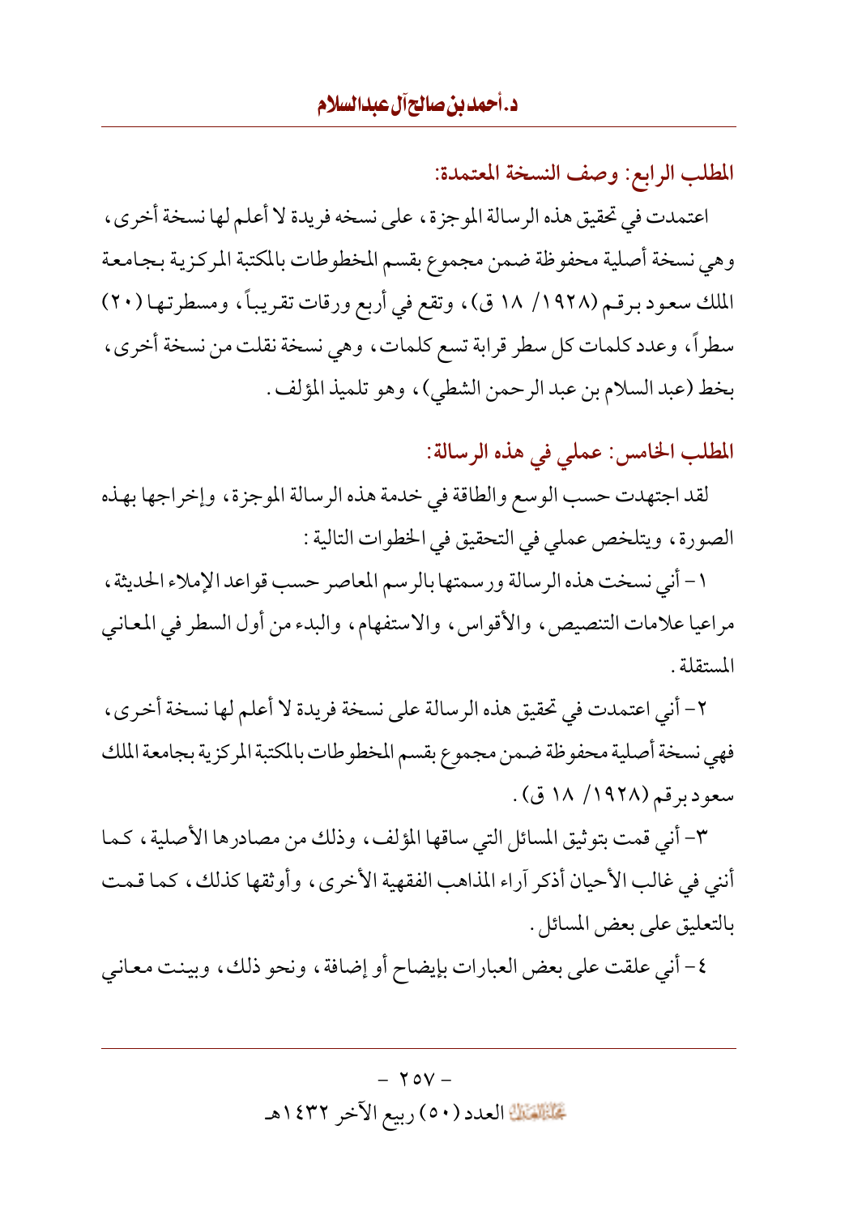## المطلب الرابع: وصف النسخة المعتمدة:

اعتمدت في تحقيق هذه الرسالة الموجزة، على نسخه فريدة لا أعلم لها نسخة أخرى، وهي نسخة أصلية محفوظة ضمن مجموع بقسم المخطوطات بالمكتبة المركزية بجامعة الملك سعود برقم (١٩٢٨/ ١٨ ق)، وتقع في أربع ورقات تقريباً، ومسطرتها (٢٠) سطراً، وعدد كلمات كل سطر قرابة تسع كلمات، وهي نسخة نقلت من نسخة أخرى، بخط (عبد السلام بن عبد الرحمن الشطي)، وهو تلميذ المؤلف.

## المطلب الخامس: عملي في هذه الرسالة:

لقد اجتهدت حسب الوسع والطاقة في خدمة هذه الرسالة الموجزة، وإخراجها بهذه الصورة، ويتلخص عملي في التحقيق في الخطوات التالية:

١- أني نسخت هذه الرسالة ورسمتها بالرسم المعاصر حسب قواعد الإملاء الحديثة، مراعيا علامات التنصيص، والأقواس، والاستفهام، والبدء من أول السطر في المعاني المستقلة.

٢- أني اعتمدت في تحقيق هذه الرسالة على نسخة فريدة لا أعلم لها نسخة أخرى، فهي نسخة أصلية محفوظة ضمن مجموع بقسم المخطوطات بالمكتبة المركزية بجامعة الملك سعود برقم (١٩٢٨/ ١٨ ق).

٣- أني قمت بتوثيق المسائل التي ساقها المؤلف، وذلك من مصادرها الأصلية، كما أنني في غالب الأحيان أذكر آراء المذاهب الفقهية الأخرى، وأوثقها كذلك، كما قمت بالتعليق على بعض المسائل.

٤- أني علقت على بعض العبارات بإيضاح أو إضافة، ونحو ذلك، وبينت معاني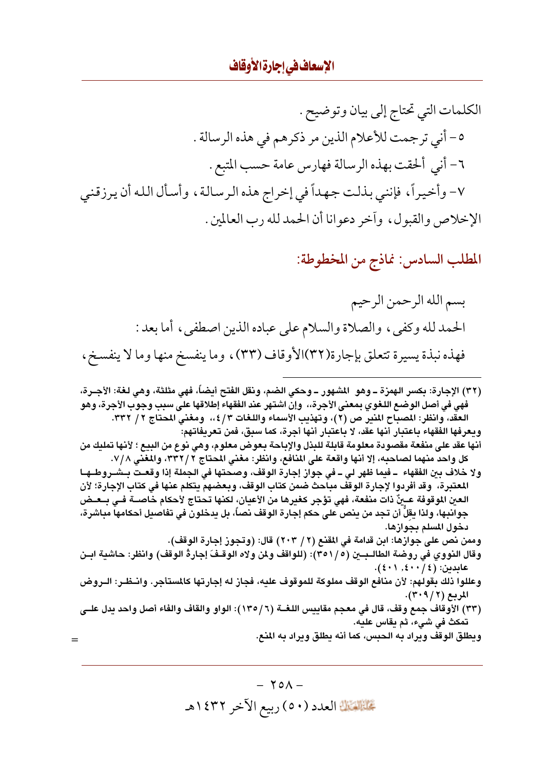الكلمات التي تحتاج إلى بيان وتوضيح .

٥- أني ترجمت للأعلام الذين مر ذكرهم في هذه الرسالة .

٦- أني ألحقت بهذه الرسالة فهارس عامة حسب المتبع .

٧- وأخيراً، فإنني بذلت جهداً في إخراج هذه الرسالة، وأسأل الله أن يرزقني الإخلاص والقبول، وآخر دعوانا أن الحمد لله رب العالمين .

## المطلب السادس: نماذج من المخطوطة:

بسم الله الرحمن الرحيم

الحمد لله وكفى، والصلاة والسلام على عباده الذين اصطفى، أما بعد :

فهذه نبذة يسيرة تتعلق بإجارة(٣٢)الأوقاف (٣٣)، وما ينفسخ منها وما لا ينفسخ ،

---

(٣٢) الإجارة: بكسر الهمزة ـ وهو المشهور ـ وحكي الضم، ونقل الفتح أيضاً، فهي مثلثة، وهي لغة: الأجرة، فهي في أصل الوضع اللغوي بمعنى الأجرة،، وإن اشتهر عند الفقهاء إطلاقها على سبب وجوب الأجرة، وهو العقد، وانظر: المصباح المنير ص (٢)، وتهذيب الأسماء واللغات ٣/٤،، ومغني المحتاج ٢ / ٣٣٢.

ويعرفها الفقهاء باعتبار أنها عقد، لا باعتبار أنها أجرة، كما سبق، فمن تعريفاتهم:

أنها عقد على منفعة مقصودة معلومة قابلة للبذل والإباحة بعوض معلوم، وهي نوع من البيع ؛ لأنها تمليك من كل واحد منهما لصاحبه، إلا أنها واقعة على المنافع، وانظر: مغني المحتاج ٢/٣٣٢، والمغني ٨/٧.

ولا خلاف بين الفقهاء ـ فيما ظهر لي ـ في جواز إجارة الوقف، وصحتها في الجملة إذا وقعت بشروطها المعتبرة، وقد أفردوا لإجارة الوقف مباحث ضمن كتاب الوقف، وبعضهم يتكلم عنها في كتاب الإجارة؛ لأن العين الموقوفة عينٌ ذات منفعة، فهي تؤجر كغيرها من الأعيان، لكنها تحتاج لأحكام خاصة في بعض جوانبها، ولذا يقلّ أن تجد من ينص على حكم إجارة الوقف نصاً، بل يدخلون في تفاصيل أحكامها مباشرة، دخول المسلم بجوازها.

وممن نص على جوازها: ابن قدامة في المقنع (٢ / ٢٠٣) قال: (وتجوز إجارة الوقف).

وقال النووي في روضة الطالبين (٥/٣٥١): (للواقف ولمن ولاه الوقفَ إجارةُ الوقف) وانظر: حاشية ابن عابدين: (٤/٤٠٠، ٤٠١).

وعللوا ذلك بقولهم: لأن منافع الوقف مملوكة للموقوف عليه، فجاز له إجارتها كالمستأجر. وانظر: الروض المربع (٢/٣٠٩).

(٣٣) الأوقاف جمع وقف، قال في معجم مقاييس اللغة (٦/١٣٥): الواو والقاف والفاء أصل واحد يدل على تمكث في شيء، ثم يقاس عليه.

ويطلق الوقف ويراد به الحبس، كما أنه يطلق ويراد به المنع. =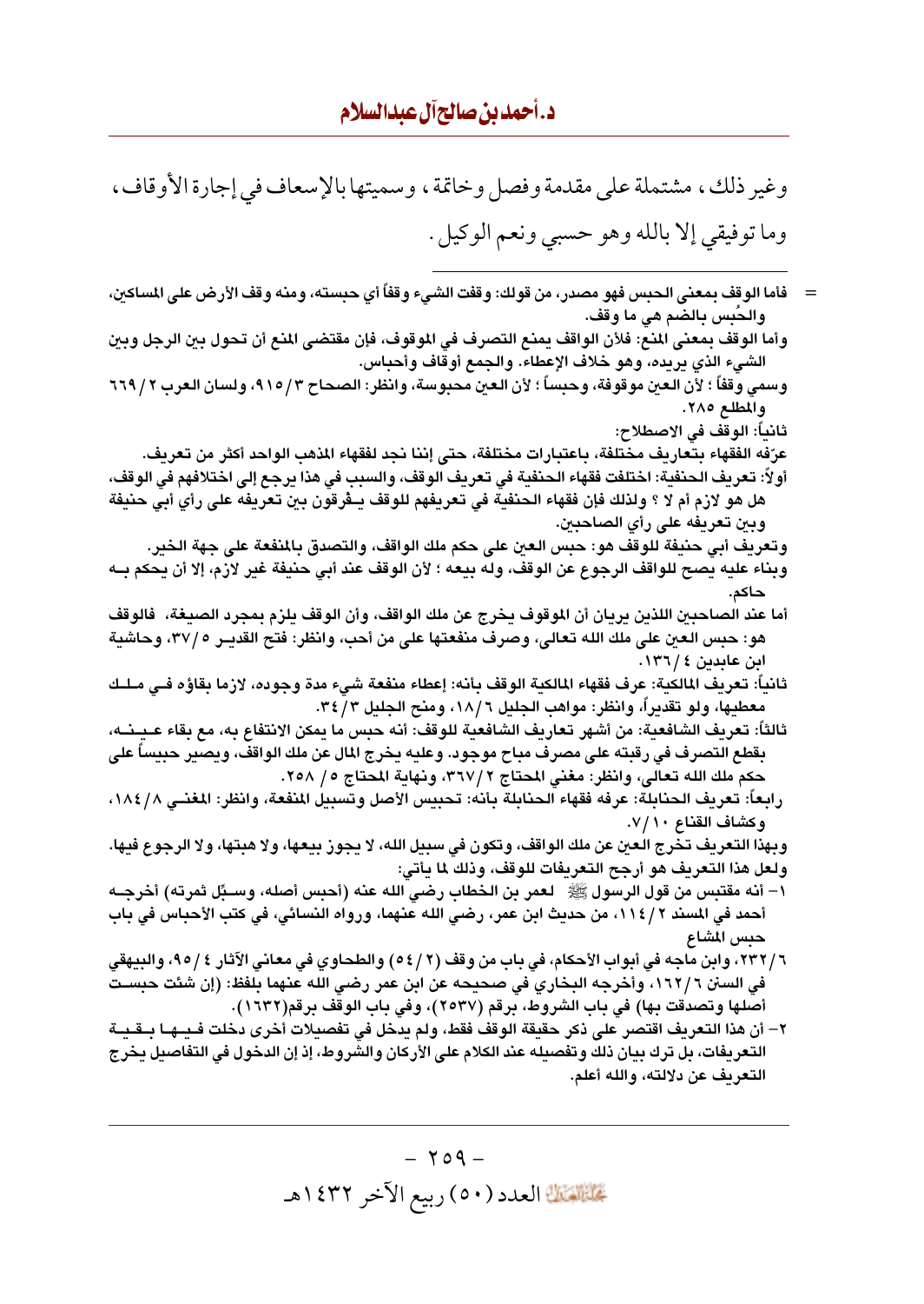وغير ذلك، مشتملة على مقدمة وفصل وخاتمة، وسميتها بالإسعاف في إجارة الأوقاف، وما توفيقي إلا بالله وهو حسبي ونعم الوكيل.

---

= فأما الوقف بمعنى الحبس فهو مصدر، من قولك: وقفت الشيء وقفاً أي حبسته، ومنه وقف الأرض على المساكين، والحُبس بالضم هي ما وقف.

وأما الوقف بمعنى المنع: فلأن الواقف يمنع التصرف في الموقوف، فإن مقتضى المنع أن تحول بين الرجل وبين الشيء الذي يريده، وهو خلاف الإعطاء. والجمع أوقاف وأحباس.

وسمي وقفاً ؛ لأن العين موقوفة، وحبساً ؛ لأن العين محبوسة، وانظر: الصحاح ٣/٩١٥، ولسان العرب ٢/٦٦٩ والمطلع ٢٨٥.

ثانياً: الوقف في الاصطلاح:

عرّفه الفقهاء بتعاريف مختلفة، باعتبارات مختلفة، حتى إننا نجد لفقهاء المذهب الواحد أكثر من تعريف.

أولاً: تعريف الحنفية: اختلفت فقهاء الحنفية في تعريف الوقف، والسبب في هذا يرجع إلى اختلافهم في الوقف، هل هو لازم أم لا ؟ ولذلك فإن فقهاء الحنفية في تعريفهم للوقف يفرقون بين تعريفه على رأي أبي حنيفة وبين تعريفه على رأي الصاحبين.

وتعريف أبي حنيفة للوقف هو: حبس العين على حكم ملك الواقف، والتصدق بالمنفعة على جهة الخير.

وبناء عليه يصح للواقف الرجوع عن الوقف، وله بيعه ؛ لأن الوقف عند أبي حنيفة غير لازم، إلا أن يحكم به حاكم.

أما عند الصاحبين اللذين يريان أن الموقوف يخرج عن ملك الواقف، وأن الوقف يلزم بمجرد الصيغة، فالوقف هو: حبس العين على ملك الله تعالى، وصرف منفعتها على من أحب، وانظر: فتح القدير ٥/٣٧، وحاشية ابن عابدين ٤/١٣٦.

ثانياً: تعريف المالكية: عرف فقهاء المالكية الوقف بأنه: إعطاء منفعة شيء مدة وجوده، لازما بقاؤه في ملك معطيها، ولو تقديراً، وانظر: مواهب الجليل ٦/١٨، ومنح الجليل ٣/٣٤.

ثالثاً: تعريف الشافعية: من أشهر تعاريف الشافعية للوقف: أنه حبس ما يمكن الانتفاع به، مع بقاء عينه، بقطع التصرف في رقبته على مصرف مباح موجود. وعليه يخرج المال عن ملك الواقف، ويصير حبيساً على حكم ملك الله تعالى، وانظر: مغني المحتاج ٢/٣٦٧، ونهاية المحتاج ٥/ ٢٥٨.

رابعاً: تعريف الحنابلة: عرفه فقهاء الحنابلة بأنه: تحبيس الأصل وتسبيل المنفعة، وانظر: المغني ٨/١٨٤، وكشاف القناع ١٠/٧.

وبهذا التعريف تخرج العين عن ملك الواقف، وتكون في سبيل الله، لا يجوز بيعها، ولا هبتها، ولا الرجوع فيها.

ولعل هذا التعريف هو أرجح التعريفات للوقف، وذلك لما يأتي:

١- أنه مقتبس من قول الرسول ﷺ لعمر بن الخطاب رضي الله عنه (أحبس أصله، وسبّل ثمرته) أخرجه أحمد في المسند ٢/١١٤، من حديث ابن عمر، رضي الله عنهما، ورواه النسائي، في كتب الأحباس في باب حبس المشاع ٦/٢٣٢، وابن ماجه في أبواب الأحكام، في باب من وقف (٢/٥٤) والطحاوي في معاني الآثار ٤/٩٥، والبيهقي في السنن ٦/١٦٢، وأخرجه البخاري في صحيحه عن ابن عمر رضي الله عنهما بلفظ: (إن شئت حبست أصلها وتصدقت بها) في باب الشروط، برقم (٢٥٣٧)، وفي باب الوقف برقم(١٦٣٢).

٢- أن هذا التعريف اقتصر على ذكر حقيقة الوقف فقط، ولم يدخل في تفصيلات أخرى دخلت فيها بقية التعريفات، بل ترك بيان ذلك وتفصيله عند الكلام على الأركان والشروط، إذ إن الدخول في التفاصيل يخرج التعريف عن دلالته، والله أعلم.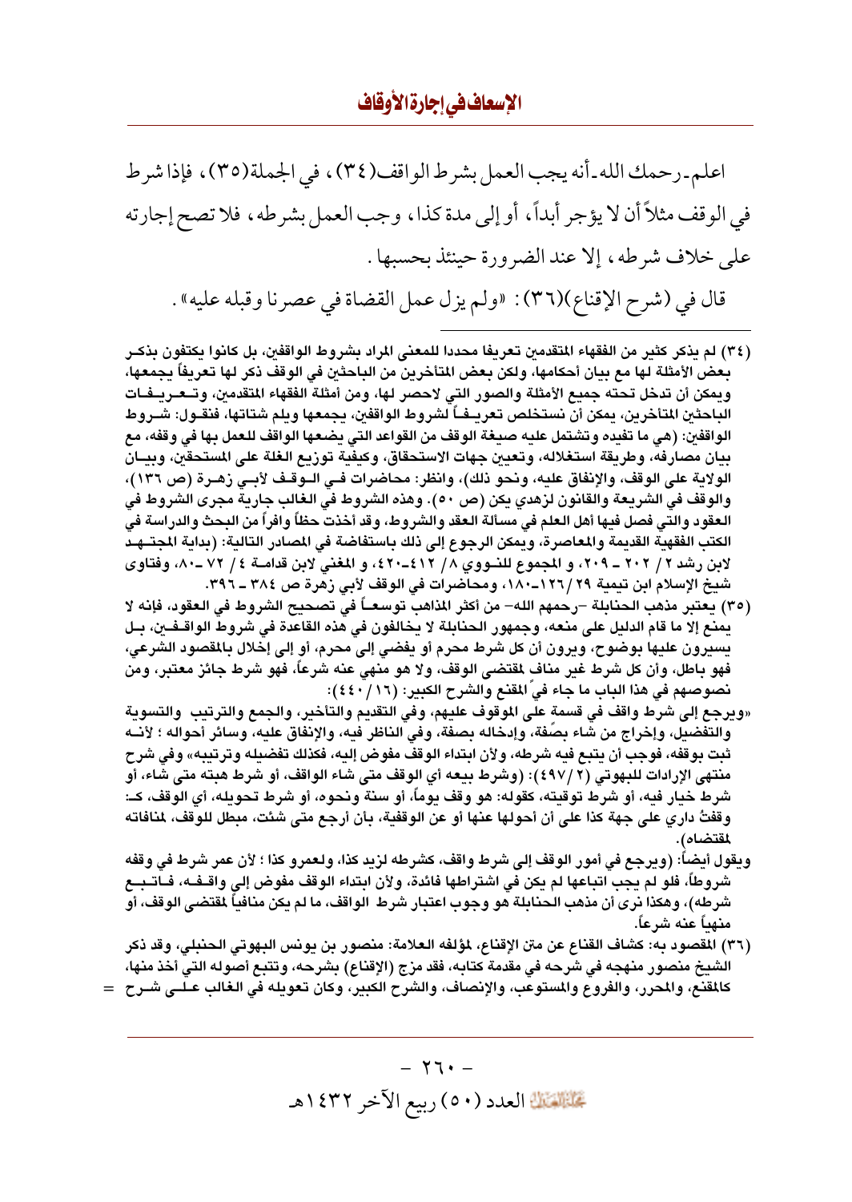اعلم ـ رحمك الله ـ أنه يجب العمل بشرط الواقف(٣٤)، في الجملة(٣٥)، فإذا شرط في الوقف مثلاً أن لا يؤجر أبداً، أو إلى مدة كذا، وجب العمل بشرطه، فلا تصح إجارته على خلاف شرطه، إلا عند الضرورة حينئذ بحسبها.

قال في (شرح الإقناع)(٣٦): «ولم يزل عمل القضاة في عصرنا وقبله عليه».

---

(٣٤) لم يذكر كثير من الفقهاء المتقدمين تعريفا محددا للمعنى المراد بشروط الواقفين، بل كانوا يكتفون بذكر بعض الأمثلة لها مع بيان أحكامها، ولكن بعض المتأخرين من الباحثين في الوقف ذكر لها تعريفاً يجمعها، ويمكن أن تدخل تحته جميع الأمثلة والصور التي لاحصر لها، ومن أمثلة الفقهاء المتقدمين، وتعريفات الباحثين المتأخرين، يمكن أن نستخلص تعريفاً لشروط الواقفين، يجمعها ويلم شتاتها، فنقول: شروط الواقفين: (هي ما تفيده وتشتمل عليه صيغة الوقف من القواعد التي يضعها الواقف للعمل بها في وقفه، مع بيان مصارفه، وطريقة استغلاله، وتعيين جهات الاستحقاق، وكيفية توزيع الغلة على المستحقين، وبيان الولاية على الوقف، والإنفاق عليه، ونحو ذلك)، وانظر: محاضرات في الوقف لأبي زهرة (ص ١٣٦)، والوقف في الشريعة والقانون لزهدي يكن (ص ٥٠). وهذه الشروط في الغالب جارية مجرى الشروط في العقود والتي فصل فيها أهل العلم في مسألة العقد والشروط، وقد أخذت حظاً وافراً من البحث والدراسة في الكتب الفقهية القديمة والمعاصرة، ويمكن الرجوع إلى ذلك باستفاضة في المصادر التالية: (بداية المجتهد لابن رشد ٢ / ٢٠٢ ـ ٢٠٩، و المجموع للنووي ٨ / ٤١٢-٤٢٠، و المغني لابن قدامة ٤ / ٧٢ -٨٠، وفتاوى شيخ الإسلام ابن تيمية ٢٩ / ١٢٦-١٨٠، ومحاضرات في الوقف لأبي زهرة ص ٣٨٤ ـ ٣٩٦.

(٣٥) يعتبر مذهب الحنابلة –رحمهم الله– من أكثر المذاهب توسعاً في تصحيح الشروط في العقود، فإنه لا يمنع إلا ما قام الدليل على منعه، وجمهور الحنابلة لا يخالفون في هذه القاعدة في شروط الواقفين، بل يسيرون عليها بوضوح، ويرون أن كل شرط محرم أو يفضي إلى محرم، أو إلى إخلال بالمقصود الشرعي، فهو باطل، وأن كل شرط غير مناف لمقتضى الوقف، ولا هو منهي عنه شرعاً، فهو شرط جائز معتبر، ومن نصوصهم في هذا الباب ما جاء في المقنع والشرح الكبير: (١٦ / ٤٤٠):

«ويرجع إلى شرط واقف في قسمة على الموقوف عليهم، وفي التقديم والتأخير، والجمع والترتيب والتسوية والتفضيل، وإخراج من شاء بصفة، وإدخاله بصفة، وفي الناظر فيه، والإنفاق عليه، وسائر أحواله ؛ لأنه ثبت بوقفه، فوجب أن يتبع فيه شرطه، ولأن ابتداء الوقف مفوض إليه، فكذلك تفضيله وترتيبه» وفي شرح منتهى الإرادات للبهوتي (٢ / ٤٩٧): (وشرط بيعه أي الوقف متى شاء الواقف، أو شرط هبته متى شاء، أو شرط خيار فيه، أو شرط توقيته، كقوله: هو وقف يوماً، أو سنة ونحوه، أو شرط تحويله، أي الوقف، كـ: وقفتُ داري على جهة كذا على أن أحولها عنها أو عن الوقفية، بأن أرجع متى شئت، مبطل للوقف، لمنافاته لمقتضاه).

ويقول أيضاً: (ويرجع في أمور الوقف إلى شرط واقف، كشرطه لزيد كذا، ولعمرو كذا ؛ لأن عمر شرط في وقفه شروطاً، فلو لم يجب اتباعها لم يكن في اشتراطها فائدة، ولأن ابتداء الوقف مفوض إلى واقفه، فاتبع شرطه)، وهكذا نرى أن مذهب الحنابلة هو وجوب اعتبار شرط الواقف، ما لم يكن منافياً لمقتضى الوقف، أو منهياً عنه شرعاً.

(٣٦) المقصود به: كشاف القناع عن متن الإقناع، لمؤلفه العلامة: منصور بن يونس البهوتي الحنبلي، وقد ذكر الشيخ منصور منهجه في شرحه في مقدمة كتابه، فقد مزج (الإقناع) بشرحه، وتتبع أصوله التي أخذ منها، كالمقنع، والمحرر، والفروع والمستوعب، والإنصاف، والشرح الكبير، وكان تعويله في الغالب على شرح =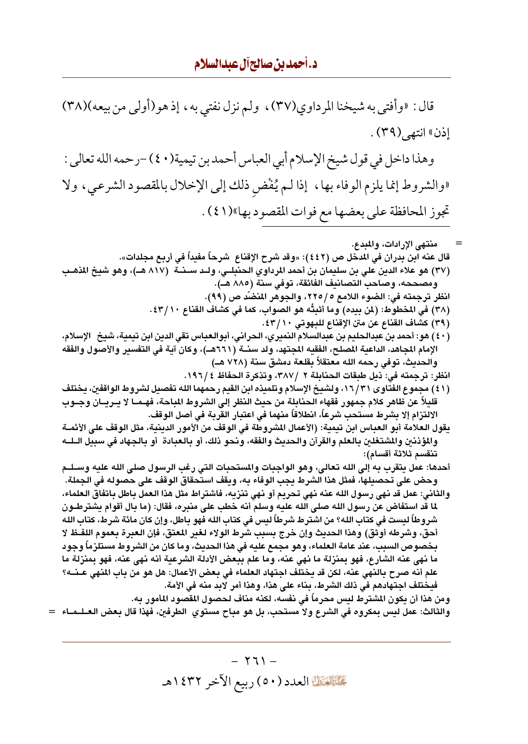قال: «وأفتى به شيخنا المرداوي(٣٧)، ولم نزل نفتي به، إذ هو (أولى من بيعه)(٣٨) إذن» انتهى(٣٩).

وهذا داخل في قول شيخ الإسلام أبي العباس أحمد بن تيمية(٤٠) -رحمه الله تعالى: «والشروط إنما يلزم الوفاء بها، إذا لم يُفْضِ ذلك إلى الإخلال بالمقصود الشرعي، ولا تجوز المحافظة على بعضها مع فوات المقصود بها»(٤١).

---

= منتهى الإرادات، والمبدع.

قال عنه ابن بدران في المدخل ص (٤٤٢): «وقد شرح الإقناع شرحاً مفيداً في أربع مجلدات».

(٣٧) هو علاء الدين علي بن سليمان بن أحمد المرداوي الحنبلي، ولد سنة (٨١٧ هـ)، وهو شيخ المذهب ومصححه، وصاحب التصانيف الفائقة، توفي سنة (٨٨٥ هـ).

انظر ترجمته في: الضوء اللامع ٥/٢٢٥، والجوهر المنضّد ص (٩٩).

(٣٨) في المخطوط: (لمن بيده) وما أثبتُّه هو الصواب، كما في كشاف القناع ١٠/٤٣.

(٣٩) كشاف القناع عن متن الإقناع للبهوتي ١٠/٤٣.

(٤٠) هو: أحمد بن عبدالحليم بن عبدالسلام النميري، الحراني، أبوالعباس تقي الدين ابن تيمية، شيخ الإسلام، الإمام المجاهد، الداعية المصلح، الفقيه المجتهد، ولد سنة (٦٦١هـ)، وكان آية في التفسير والأصول والفقه والحديث، توفي رحمه الله معتقلاً بقلعة دمشق سنة (٧٢٨ هـ)

انظر: ترجمته في: ذيل طبقات الحنابلة ٢ /٣٨٧، وتذكرة الحفاظ ٤/١٩٦.

(٤١) مجموع الفتاوى ٣١/١٦، ولشيخ الإسلام وتلميذه ابن القيم رحمهما الله تفصيل لشروط الواقفين، يختلف قليلاً عن ظاهر كلام جمهور فقهاء الحنابلة من حيث النظر إلى الشروط المباحة، فهما لا يريان وجوب الالتزام إلا بشرط مستحب شرعاً، انطلاقاً منهما في اعتبار القربة في أصل الوقف.

يقول العلامة أبو العباس ابن تيمية: (الأعمال المشروطة في الوقف من الأمور الدينية، مثل الوقف على الأئمة والمؤذنين والمشتغلين بالعلم والقرآن والحديث والفقه، ونحو ذلك، أو بالعبادة أو بالجهاد في سبيل الله تنقسم ثلاثة أقسام):

أحدها: عمل يتقرب به إلى الله تعالى، وهو الواجبات والمستحبات التي رغب الرسول صلى الله عليه وسلم وحض على تحصيلها، فمثل هذا الشرط يجب الوفاء به، ويقف استحقاق الوقف على حصوله في الجملة.

والثاني: عمل قد نهى رسول الله عنه نهي تحريم أو نهي تنزيه، فاشتراط مثل هذا العمل باطل باتفاق العلماء، لما قد استفاض عن رسول الله صلى الله عليه وسلم أنه خطب على منبره، فقال: (ما بال أقوام يشترطون شروطاً ليست في كتاب الله؟ من اشترط شرطاً ليس في كتاب الله فهو باطل، وإن كان مائة شرط، كتاب الله أحق، وشرطه أوثق) وهذا الحديث وإن خرج بسبب شرط الولاء لغير المعتق، فإن العبرة بعموم اللفظ لا بخصوص السبب، عند عامة العلماء، وهو مجمع عليه في هذا الحديث، وما كان من الشروط مستلزماً وجود ما نهى عنه الشارع، فهو بمنزلة ما نهي عنه، وما علم ببعض الأدلة الشرعية أنه نهى عنه، فهو بمنزلة ما علم أنه صرح بالنهي عنه، لكن قد يختلف اجتهاد العلماء في بعض الأعمال: هل هو من باب المنهي عنه؟ فيختلف اجتهادهم في ذلك الشرط، بناء على هذا، وهذا أمر لابد منه في الأمة.

ومن هذا أن يكون المشترط ليس محرماً في نفسه، لكنه مناف لحصول المقصود المأمور به.

والثالث: عمل ليس بمكروه في الشرع ولا مستحب، بل هو مباح مستوي الطرفين، فهذا قال بعض العلماء =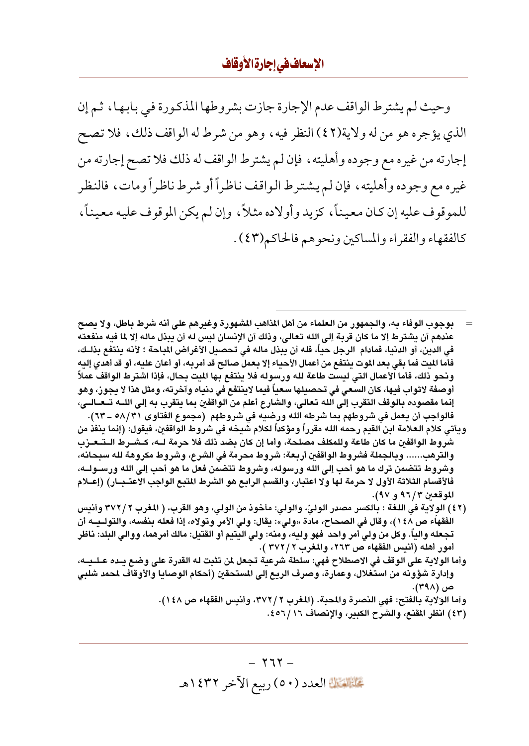وحيث لم يشترط الواقف عدم الإجارة جازت بشروطها المذكورة في بابها، ثم إن الذي يؤجره هو من له ولاية(٤٢) النظر فيه، وهو من شرط له الواقف ذلك، فلا تصح إجارته من غيره مع وجوده وأهليته، فإن لم يشترط الواقف له ذلك فلا تصح إجارته من غيره مع وجوده وأهليته، فإن لم يشترط الواقف ناظراً أو شرط ناظراً ومات، فالنظر للموقوف عليه إن كان معيناً، كزيد وأولاده مثلاً، وإن لم يكن الموقوف عليه معيناً، كالفقهاء والفقراء والمساكين ونحوهم فالحاكم(٤٣).

---

= بوجوب الوفاء به، والجمهور من العلماء من أهل المذاهب المشهورة وغيرهم على أنه شرط باطل، ولا يصح عندهم أن يشترط إلا ما كان قربة إلى الله تعالى، وذلك أن الإنسان ليس له أن يبذل ماله إلا لما فيه منفعته في الدين، أو الدنيا، فمادام الرجل حياً، فله أن يبذل ماله في تحصيل الأغراض المباحة ؛ لأنه ينتفع بذلك، فأما الميت فما بقي بعد الموت ينتفع من أعمال الأحياء إلا بعمل صالح قد أمربه، أو أعان عليه، أو قد أهدي إليه ونحو ذلك، فأما الأعمال التي ليست طاعة لله ورسوله فلا ينتفع بها الميت بحال، فإذا اشترط الواقف عملاً أوصفة لاثواب فيها، كان السعي في تحصيلها سعياً فيما لاينتفع في دنياه وآخرته، ومثل هذا لا يجوز، وهو إنما مقصوده بالوقف التقرب إلى الله تعالى، والشارع أعلم من الواقفين بما يتقرب به إلى الله تعالى، فالواجب أن يعمل في شروطهم بما شرطه الله ورضيه في شروطهم (مجموع الفتاوى ٣١/٥٨ ـ ٦٣).

ويأتي كلام العلامة ابن القيم رحمه الله مقرراً ومؤكداً لكلام شيخه في شروط الواقفين، فيقول: (إنما ينفذ من شروط الواقفين ما كان طاعة وللمكلف مصلحة، وأما إن كان بضد ذلك فلا حرمة له، كشرط التعزب والترهب...... وبالجملة فشروط الواقفين أربعة: شروط محرمة في الشرع، وشروط مكروهة لله سبحانه، وشروط تتضمن ترك ما هو أحب إلى الله ورسوله، وشروط تتضمن فعل ما هو أحب إلى الله ورسوله، فالأقسام الثلاثة الأول لا حرمة لها ولا اعتبار، والقسم الرابع هو الشرط المتبع الواجب الاعتبار) (إعلام الموقعين ٣/٩٦ و ٩٧).

(٤٢) الولاية في اللغة : بالكسر مصدر الوليّ، والولي: مأخوذ من الولي، وهو القرب، ( المغرب ٢/٣٧٢ وأنيس الفقهاء ص ١٤٨)، وقال في الصحاح، مادة «ولي»: يقال: ولي الأمر وتولاه، إذا فعله بنفسه، والتوليه أن تجعله والياً. وكل من ولي أمر واحد فهو وليه، ومنه: ولي اليتيم أو القتيل: مالك أمرهما، ووالي البلد: ناظر أمور أهله (أنيس الفقهاء ص ٢٦٣، والمغرب ٢/٣٧٢ ).

وأما الولاية على الوقف في الاصطلاح فهي: سلطة شرعية تجعل لمن تثبت له القدرة على وضع يده عليه، وإدارة شؤونه من استغلال، وعمارة، وصرف الريع إلى المستحقين (أحكام الوصايا والأوقاف لمحمد شلبي ص (٣٩٨).

وأما الوَلاية بالفتح: فهي النصرة والمحبة. (المغرب ٢/٣٧٢، وأنيس الفقهاء ص ١٤٨).

(٤٣) انظر المقنع، والشرح الكبير، والإنصاف ١٦/٤٥٦.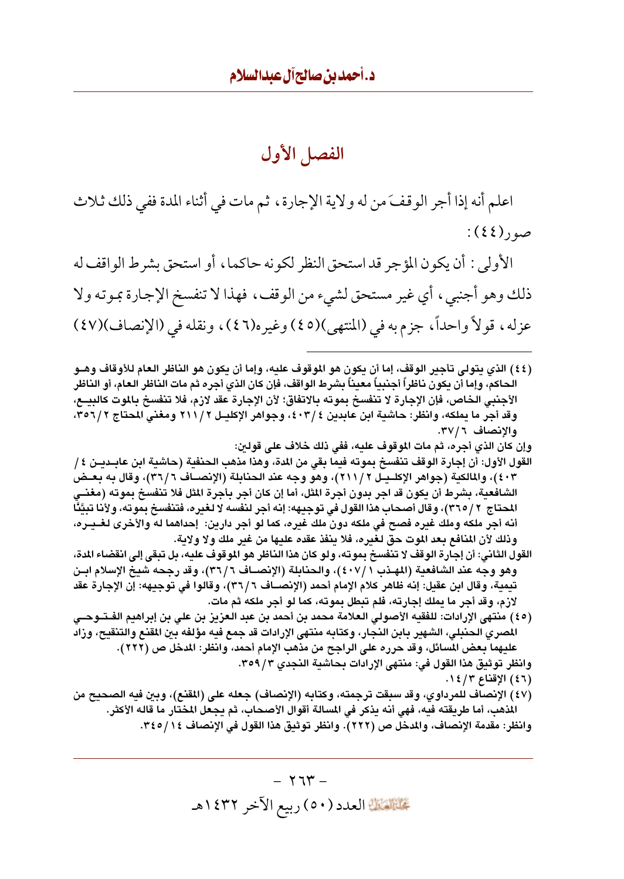# الفصل الأول

اعلم أنه إذا أجر الوقفَ من له ولاية الإجارة، ثم مات في أثناء المدة ففي ذلك ثلاث صور(٤٤):

الأولى: أن يكون المؤجر قد استحق النظر لكونه حاكما، أو استحق بشرط الواقف له ذلك وهو أجنبي، أي غير مستحق لشيء من الوقف، فهذا لا تنفسخ الإجارة بموته ولا عزله، قولاً واحداً، جزم به في (المنتهى)(٤٥) وغيره(٤٦)، ونقله في (الإنصاف)(٤٧)

---

(٤٤) الذي يتولى تأجير الوقف، إما أن يكون هو الموقوف عليه، وإما أن يكون هو الناظر العام للأوقاف وهو الحاكم، وإما أن يكون ناظراً أجنبياً معيناً بشرط الواقف، فإن كان الذي أجره ثم مات الناظر العام، أو الناظر الأجنبي الخاص، فإن الإجارة لا تنفسخ بموته بالاتفاق؛ لأن الإجارة عقد لازم، فلا تنفسخ بالموت كالبيع، وقد أجر ما يملكه، وانظر: حاشية ابن عابدين ٤ /٤٠٣، وجواهر الإكليل ٢ /٢١١ ومغني المحتاج ٢ /٣٥٦، والإنصاف ٦ /٣٧.

وإن كان الذي أجره، ثم مات الموقوف عليه، ففي ذلك خلاف على قولين:

القول الأول: أن إجارة الوقف تنفسخ بموته فيما بقي من المدة، وهذا مذهب الحنفية (حاشية ابن عابدين ٤ / ٤٠٣)، والمالكية (جواهر الإكليل ٢ /٢١١)، وهو وجه عند الحنابلة (الإنصاف ٦ /٣٦)، وقال به بعض الشافعية، بشرط أن يكون قد اجر بدون أجرة المثل، أما إن كان أجر بأجرة المثل فلا تنفسخ بموته (مغني المحتاج ٢ /٣٦٥)، وقال أصحاب هذا القول في توجيهه: إنه أجر لنفسه لا لغيره، فتنفسخ بموته، ولأنا تبيَّنَّا أنه أجر ملكه وملك غيره فصح في ملكه دون ملك غيره، كما لو أجر دارين: إحداهما له والأخرى لغيره، وذلك لأن المنافع بعد الموت حق لغيره، فلا ينفذ عقده عليها من غير ملك ولا ولاية.

القول الثاني: أن إجارة الوقف لا تنفسخ بموته، ولو كان هذا الناظر هو الموقوف عليه، بل تبقى إلى انقضاء المدة، وهو وجه عند الشافعية (المهذب ١ /٤٠٧)، والحنابلة (الإنصاف ٦ /٣٦)، وقد رجحه شيخ الإسلام ابن تيمية، وقال ابن عقيل: إنه ظاهر كلام الإمام أحمد (الإنصاف ٦ /٣٦)، وقالوا في توجيهه: إن الإجارة عقد لازم، وقد أجر ما يملك إجارته، فلم تبطل بموته، كما لو أجر ملكه ثم مات.

(٤٥) منتهى الإرادات: للفقيه الأصولي العلامة محمد بن أحمد بن عبد العزيز بن علي بن إبراهيم الفتوحي المصري الحنبلي، الشهير بابن النجار، وكتابه منتهى الإرادات قد جمع فيه مؤلفه بين المقنع والتنقيح، وزاد عليهما بعض المسائل، وقد حرره على الراجح من مذهب الإمام أحمد، وانظر: المدخل ص (٢٢٢).

وانظر توثيق هذا القول في: منتهى الإرادات بحاشية النجدي ٣ /٣٥٩.

(٤٦) الإقناع ٣ /١٤.

(٤٧) الإنصاف للمرداوي، وقد سبقت ترجمته، وكتابه (الإنصاف) جعله على (المقنع)، وبين فيه الصحيح من المذهب، أما طريقته فيه، فهي أنه يذكر في المسالة أقوال الأصحاب، ثم يجعل المختار ما قاله الأكثر.

وانظر: مقدمة الإنصاف، والمدخل ص (٢٢٢). وانظر توثيق هذا القول في الإنصاف ١٤ /٣٤٥.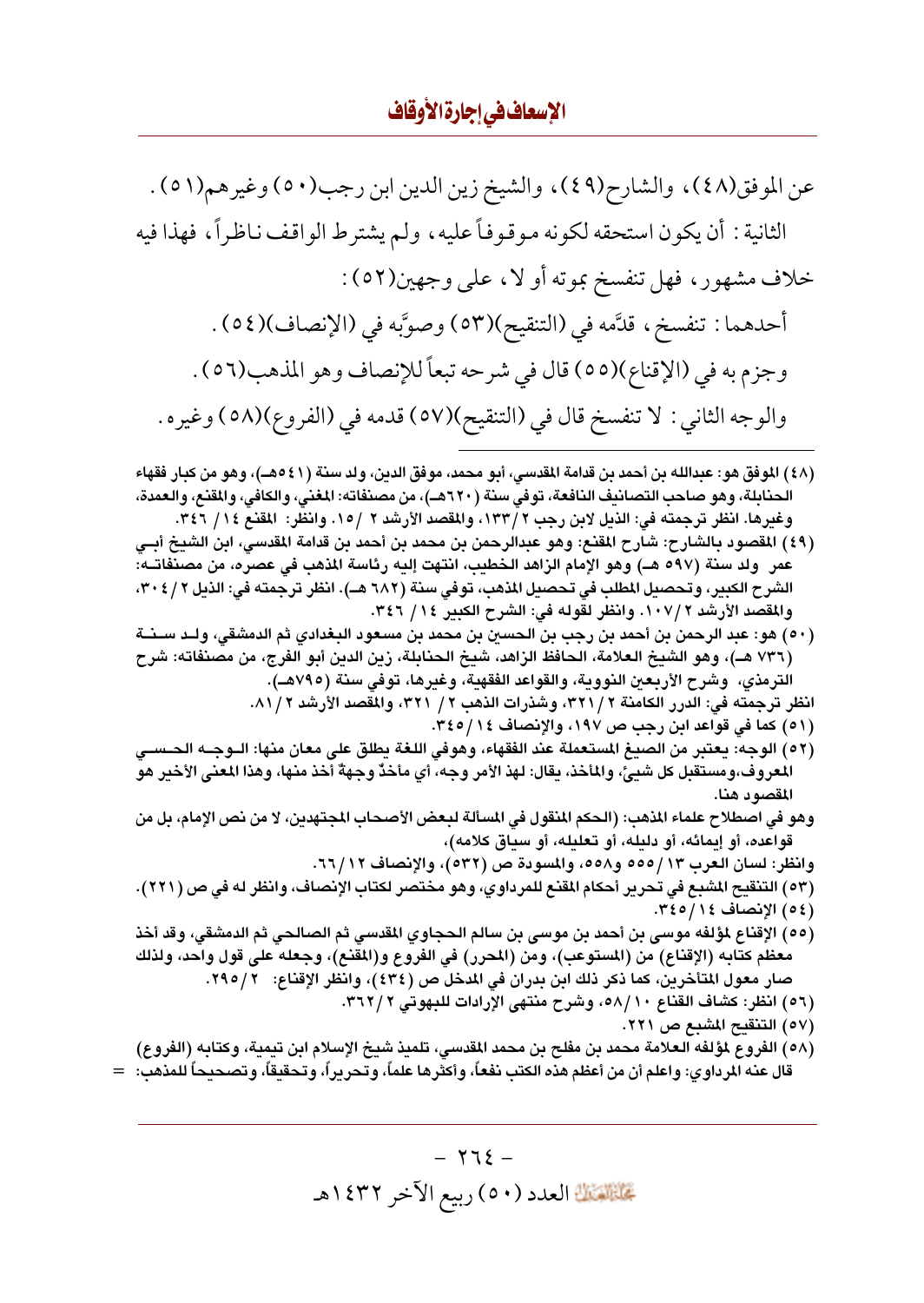عن الموفق(٤٨)، والشارح(٤٩)، والشيخ زين الدين ابن رجب(٥٠) وغيرهم(٥١).

الثانية: أن يكون استحقه لكونه موقوفاً عليه، ولم يشترط الواقف ناظراً، فهذا فيه خلاف مشهور، فهل تنفسخ بموته أو لا، على وجهين(٥٢):

أحدهما: تنفسخ، قدَّمه في (التنقيح)(٥٣) وصوَّبه في (الإنصاف)(٥٤).

وجزم به في (الإقناع)(٥٥) قال في شرحه تبعاً للإنصاف وهو المذهب(٥٦).

والوجه الثاني: لا تنفسخ قال في (التنقيح)(٥٧) قدمه في (الفروع)(٥٨) وغيره.

---

(٤٨) الموفق هو: عبدالله بن أحمد بن قدامة المقدسي، أبو محمد، موفق الدين، ولد سنة (٥٤١هـ)، وهو من كبار فقهاء الحنابلة، وهو صاحب التصانيف النافعة، توفي سنة (٦٢٠هـ)، من مصنفاته: المغني، والكافي، والمقنع، والعمدة، وغيرها. انظر ترجمته في: الذيل لابن رجب ٢/ ١٣٣، والمقصد الأرشد ٢/ ١٥. وانظر: المقنع ١٤/ ٣٤٦.

(٤٩) المقصود بالشارح: شارح المقنع: وهو عبدالرحمن بن محمد بن أحمد بن قدامة المقدسي، ابن الشيخ أبي عمر ولد سنة (٥٩٧ هـ) وهو الإمام الزاهد الخطيب، انتهت إليه رئاسة المذهب في عصره، من مصنفاته: الشرح الكبير، وتحصيل المطلب في تحصيل المذهب، توفي سنة (٦٨٢ هـ). انظر ترجمته في: الذيل ٢/ ٣٠٤، والمقصد الأرشد ٢/ ١٠٧. وانظر لقوله في: الشرح الكبير ١٤/ ٣٤٦.

(٥٠) هو: عبد الرحمن بن أحمد بن رجب بن الحسن بن محمد بن مسعود البغدادي ثم الدمشقي، ولد سنة (٧٣٦ هـ)، وهو الشيخ العلامة، الحافظ الزاهد، شيخ الحنابلة، زين الدين أبو الفرج، من مصنفاته: شرح الترمذي، وشرح الأربعين النووية، والقواعد الفقهية، وغيرها، توفي سنة (٧٩٥هـ).
انظر ترجمته في: الدرر الكامنة ٢/ ٣٢١، وشذرات الذهب ٢/ ٣٢١، والمقصد الأرشد ٢/ ٨١.

(٥١) كما في قواعد ابن رجب ص ١٩٧، والإنصاف ١٤/ ٣٤٥.

(٥٢) الوجه: يعتبر من الصيغ المستعملة عند الفقهاء، وهوفي اللغة يطلق على معان منها: الوجه الحسي المعروف، ومستقبل كل شيئ، والمأخذ، يقال: لهذ الأمر وجه، أي مأخذٌ وجهةٌ أخذ منها، وهذا المعنى الأخير هو المقصود هنا.
وهو في اصطلاح علماء المذهب: (الحكم المنقول في المسألة لبعض الأصحاب المجتهدين، لا من نص الإمام، بل من قواعده، أو إيمائه، أو دليله، أو تعليله، أو سياق كلامه)،
وانظر: لسان العرب ١٣/ ٥٥٥ و٥٥٨، والمسودة ص (٥٣٢)، والإنصاف ١٢/ ٦٦.

(٥٣) التنقيح المشبع في تحرير أحكام المقنع للمرداوي، وهو مختصر لكتاب الإنصاف، وانظر له في ص (٢٢١).

(٥٤) الإنصاف ١٤/ ٣٤٥.

(٥٥) الإقناع لمؤلفه موسى بن أحمد بن موسى بن سالم الحجاوي المقدسي ثم الصالحي ثم الدمشقي، وقد أخذ معظم كتابه (الإقناع) من (المستوعب)، ومن (المحرر) في الفروع و(المقنع)، وجعله على قول واحد، ولذلك صار معول المتأخرين، كما ذكر ذلك ابن بدران في المدخل ص (٤٣٤)، وانظر الإقناع: ٢/ ٢٩٥.

(٥٦) انظر: كشاف القناع ١٠/ ٥٨، وشرح منتهى الإرادات للبهوتي ٢/ ٣٦٢.

(٥٧) التنقيح المشبع ص ٢٢١.

(٥٨) الفروع لمؤلفه العلامة محمد بن مفلح بن محمد المقدسي، تلميذ شيخ الإسلام ابن تيمية، وكتابه (الفروع) قال عنه المرداوي: واعلم أن من أعظم هذه الكتب نفعاً، وأكثرها علماً، وتحريراً، وتحقيقاً، وتصحيحاً للمذهب: =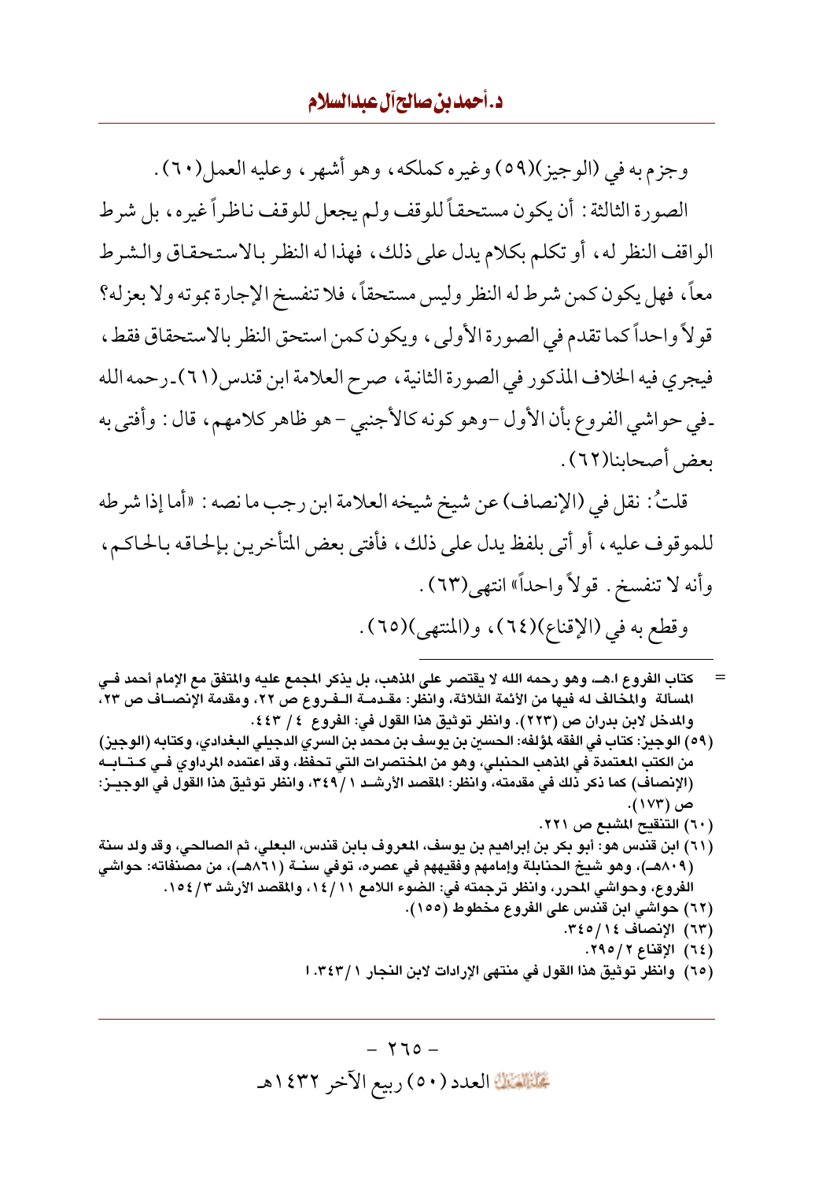وجزم به في (الوجيز)(٥٩) وغيره كملكه، وهو أشهر، وعليه العمل(٦٠).

الصورة الثالثة: أن يكون مستحقاً للوقف ولم يجعل للوقف ناظراً غيره، بل شرط الواقف النظر له، أو تكلم بكلام يدل على ذلك، فهذا له النظر بالاستحقاق والشرط معاً، فهل يكون كمن شرط له النظر وليس مستحقاً، فلا تنفسخ الإجارة بموته ولا بعزله؟ قولاً واحداً كما تقدم في الصورة الأولى، ويكون كمن استحق النظر بالاستحقاق فقط، فيجري فيه الخلاف المذكور في الصورة الثانية، صرح العلامة ابن قندس(٦١)-رحمه الله-في حواشي الفروع بأن الأول -وهو كونه كالأجنبي- هو ظاهر كلامهم، قال: وأفتى به بعض أصحابنا(٦٢).

قلتُ: نقل في (الإنصاف) عن شيخ شيخه العلامة ابن رجب ما نصه: «أما إذا شرطه للموقوف عليه، أو أتى بلفظ يدل على ذلك، فأفتى بعض المتأخرين بإلحاقه بالحاكم، وأنه لا تنفسخ. قولاً واحداً» انتهى(٦٣).

وقطع به في (الإقناع)(٦٤)، و(المنتهى)(٦٥).

---

= كتاب الفروع ا.هـ، وهو رحمه الله لا يقتصر على المذهب، بل يذكر المجمع عليه والمتفق مع الإمام أحمد في المسألة والمخالف له فيها من الأئمة الثلاثة، وانظر: مقدمة الفروع ص ٢٢، ومقدمة الإنصاف ص ٢٣، والمدخل لابن بدران ص (٢٢٣). وانظر توثيق هذا القول في: الفروع ٤ / ٤٤٣.

(٥٩) الوجيز: كتاب في الفقه لمؤلفه: الحسين بن يوسف بن محمد بن السري الدجيلي البغدادي، وكتابه (الوجيز) من الكتب المعتمدة في المذهب الحنبلي، وهو من المختصرات التي تحفظ، وقد اعتمده المرداوي في كتابه (الإنصاف) كما ذكر ذلك في مقدمته، وانظر: المقصد الأرشد ١/ ٣٤٩، وانظر توثيق هذا القول في الوجيز: ص (١٧٣).

(٦٠) التنقيح المشبع ص ٢٢١.

(٦١) ابن قندس هو: أبو بكر بن إبراهيم بن يوسف، المعروف بابن قندس، البعلي، ثم الصالحي، وقد ولد سنة (٨٠٩هـ)، وهو شيخ الحنابلة وإمامهم وفقيههم في عصره، توفي سنة (٨٦١هـ)، من مصنفاته: حواشي الفروع، وحواشي المحرر، وانظر ترجمته في: الضوء اللامع ١١/ ١٤، والمقصد الأرشد ٣/ ١٥٤.

(٦٢) حواشي ابن قندس على الفروع مخطوط (١٥٥).

(٦٣) الإنصاف ١٤/ ٣٤٥.

(٦٤) الإقناع ٢/ ٢٩٥.

(٦٥) وانظر توثيق هذا القول في منتهى الإرادات لابن النجار ١/ ٣٤٣.ا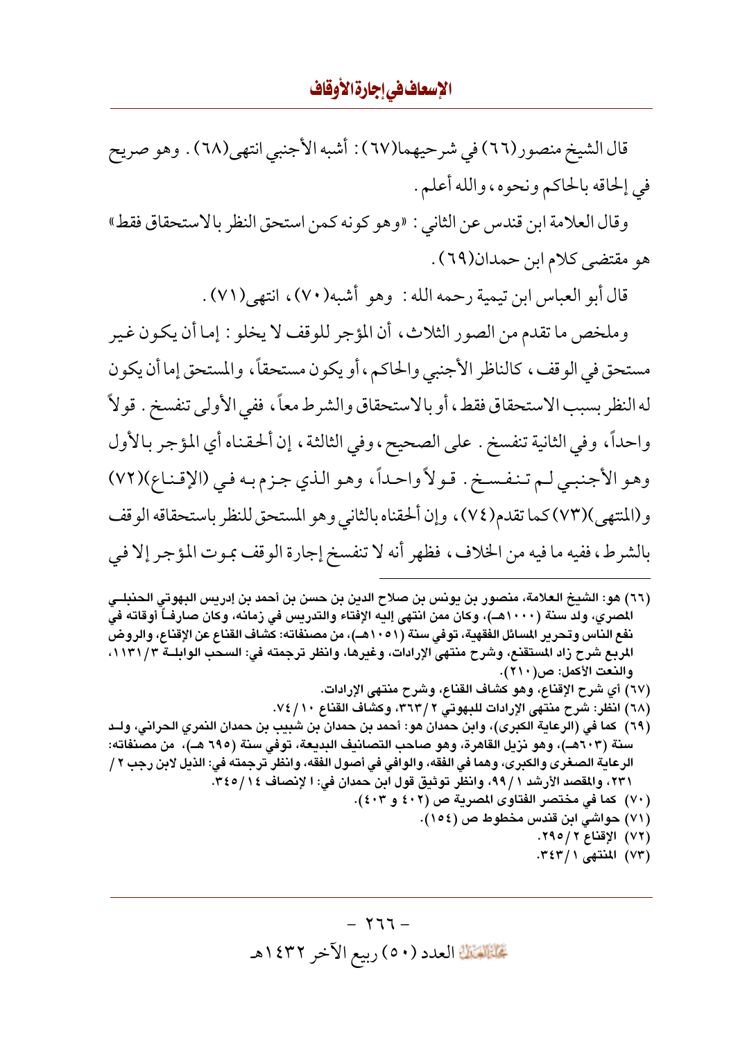قال الشيخ منصور(٦٦) في شرحيهما(٦٧): أشبه الأجنبي انتهى(٦٨). وهو صريح في إلحاقه بالحاكم ونحوه، والله أعلم.

وقال العلامة ابن قندس عن الثاني: «وهو كونه كمن استحق النظر بالاستحقاق فقط» هو مقتضى كلام ابن حمدان(٦٩).

قال أبو العباس ابن تيمية رحمه الله: وهو أشبه(٧٠)، انتهى(٧١).

وملخص ما تقدم من الصور الثلاث، أن المؤجر للوقف لا يخلو: إما أن يكون غير مستحق في الوقف، كالناظر الأجنبي والحاكم، أو يكون مستحقاً، والمستحق إما أن يكون له النظر بسبب الاستحقاق فقط، أو بالاستحقاق والشرط معاً، ففي الأولى تنفسخ. قولاً واحداً، وفي الثانية تنفسخ. على الصحيح، وفي الثالثة، إن ألحقناه أي المؤجر بالأول وهو الأجنبي لم تنفسخ. قولاً واحداً، وهو الذي جزم به في (الإقناع)(٧٢) و(المنتهى)(٧٣) كما تقدم(٧٤)، وإن ألحقناه بالثاني وهو المستحق للنظر باستحقاقه الوقف بالشرط، ففيه ما فيه من الخلاف، فظهر أنه لا تنفسخ إجارة الوقف بموت المؤجر إلا في

---

(٦٦) هو: الشيخ العلامة، منصور بن يونس بن صلاح الدين بن حسن بن أحمد بن إدريس البهوتي الحنبلي المصري، ولد سنة (١٠٠٠هـ)، وكان ممن انتهى إليه الإفتاء والتدريس في زمانه، وكان صارفاً أوقاته في نفع الناس وتحرير المسائل الفقهية، توفي سنة (١٠٥١هـ)، من مصنفاته: كشاف القناع عن الإقناع، والروض المربع شرح زاد المستقنع، وشرح منتهى الإرادات، وغيرها، وانظر ترجمته في: السحب الوابلة ٣/١١٣١، والنعت الأكمل: ص(٢١٠).

(٦٧) أي شرح الإقناع، وهو كشاف القناع، وشرح منتهى الإرادات.

(٦٨) انظر: شرح منتهى الإرادات للبهوتي ٢/٣٦٣، وكشاف القناع ١٠/٧٤.

(٦٩) كما في (الرعاية الكبرى)، وابن حمدان هو: أحمد بن حمدان بن شبيب بن حمدان النمري الحراني، ولد سنة (٦٠٣هـ)، وهو نزيل القاهرة، وهو صاحب التصانيف البديعة، توفي سنة (٦٩٥ هـ)، من مصنفاته: الرعاية الصغرى والكبرى، وهما في الفقه، والوافي في أصول الفقه، وانظر ترجمته في: الذيل لابن رجب ٢/٢٣١، والمقصد الأرشد ١/٩٩، وانظر توثيق قول ابن حمدان في: الإنصاف ١٤/٣٤٥.

(٧٠) كما في مختصر الفتاوى المصرية ص (٤٠٢ و ٤٠٣).

(٧١) حواشي ابن قندس مخطوط ص (١٥٤).

(٧٢) الإقناع ٢/٢٩٥.

(٧٣) المنتهى ١/٣٤٣.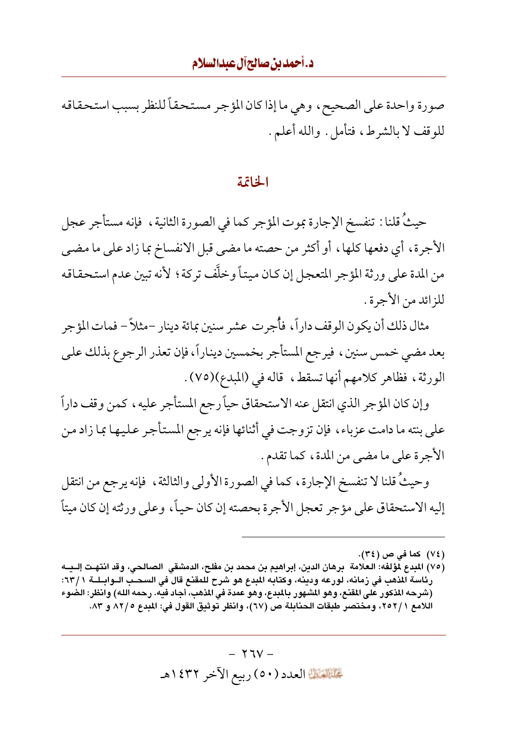صورة واحدة على الصحيح، وهي ما إذا كان المؤجر مستحقاً للنظر بسبب استحقاقه للوقف لا بالشرط، فتأمل. والله أعلم.

## الخاتمة

حيثُ قلنا: تنفسخ الإجارة بموت المؤجر كما في الصورة الثانية، فإنه مستأجر عجل الأجرة، أي دفعها كلها، أو أكثر من حصته ما مضى قبل الانفساخ بما زاد على ما مضى من المدة على ورثة المؤجر المتعجل إن كان ميتاً وخلَّف تركة؛ لأنه تبين عدم استحقاقه للزائد من الأجرة.

مثال ذلك أن يكون الوقف داراً، فأُجرت عشر سنين بمائة دينار -مثلاً- فمات المؤجر بعد مضي خمس سنين، فيرجع المستأجر بخمسين ديناراً، فإن تعذر الرجوع بذلك على الورثة، فظاهر كلامهم أنها تسقط، قاله في (المبدع)(٧٥).

وإن كان المؤجر الذي انتقل عنه الاستحقاق حياً رجع المستأجر عليه، كمن وقف داراً على بنته ما دامت عزباء، فإن تزوجت في أثنائها فإنه يرجع المستأجر عليها بما زاد من الأجرة على ما مضى من المدة، كما تقدم.

وحيثُ قلنا لا تنفسخ الإجارة، كما في الصورة الأولى والثالثة، فإنه يرجع من انتقل إليه الاستحقاق على مؤجر تعجل الأجرة بحصته إن كان حياً، وعلى ورثته إن كان ميتاً

---

(٧٤) كما في ص (٣٤).

(٧٥) المبدع لمؤلفه: العلامة برهان الدين، إبراهيم بن محمد بن مفلح، الدمشقي الصالحي، وقد انتهت إليه رئاسة المذهب في زمانه، لورعه ودينه، وكتابه المبدع هو شرح للمقنع قال في السحب الوابلة ١/٦٣: (شرحه المذكور على المقنع، وهو المشهور بالمبدع، وهو عمدة في المذهب، أجاد فيه. رحمه الله) وانظر: الضوء اللامع ١/٢٥٢، ومختصر طبقات الحنابلة ص (٦٧)، وانظر توثيق القول في: المبدع ٥/٨٢ و ٨٣.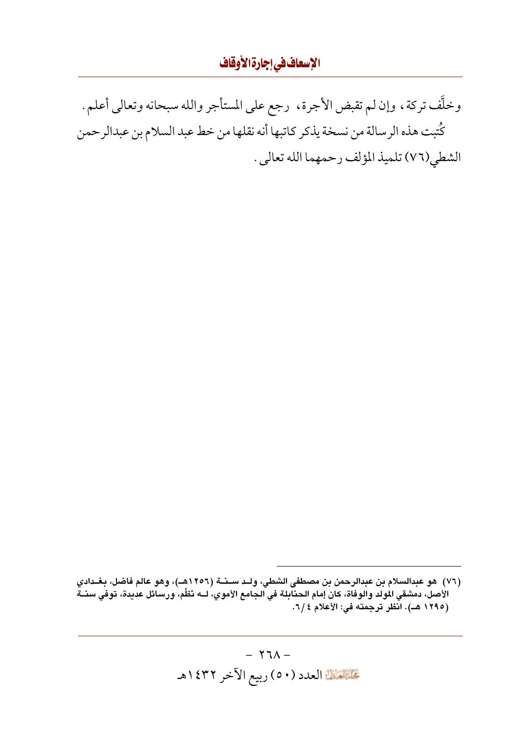وخلَّف تركة، وإن لم تقبض الأجرة، رجع على المستأجر والله سبحانه وتعالى أعلم.

كُتبت هذه الرسالة من نسخة يذكر كاتبها أنه نقلها من خط عبد السلام بن عبدالرحمن الشطي(٧٦) تلميذ المؤلف رحمهما الله تعالى.

---

(٧٦) هو عبدالسلام بن عبدالرحمن بن مصطفى الشطي، ولد سنة (١٢٥٦هـ)، وهو عالم فاضل، بغدادي الأصل، دمشقي المولد والوفاة، كان إمام الحنابلة في الجامع الأموي، له نظْم، ورسائل عديدة، توفي سنة (١٢٩٥ هـ). انظر ترجمته في: الأعلام ٤/ ٦.